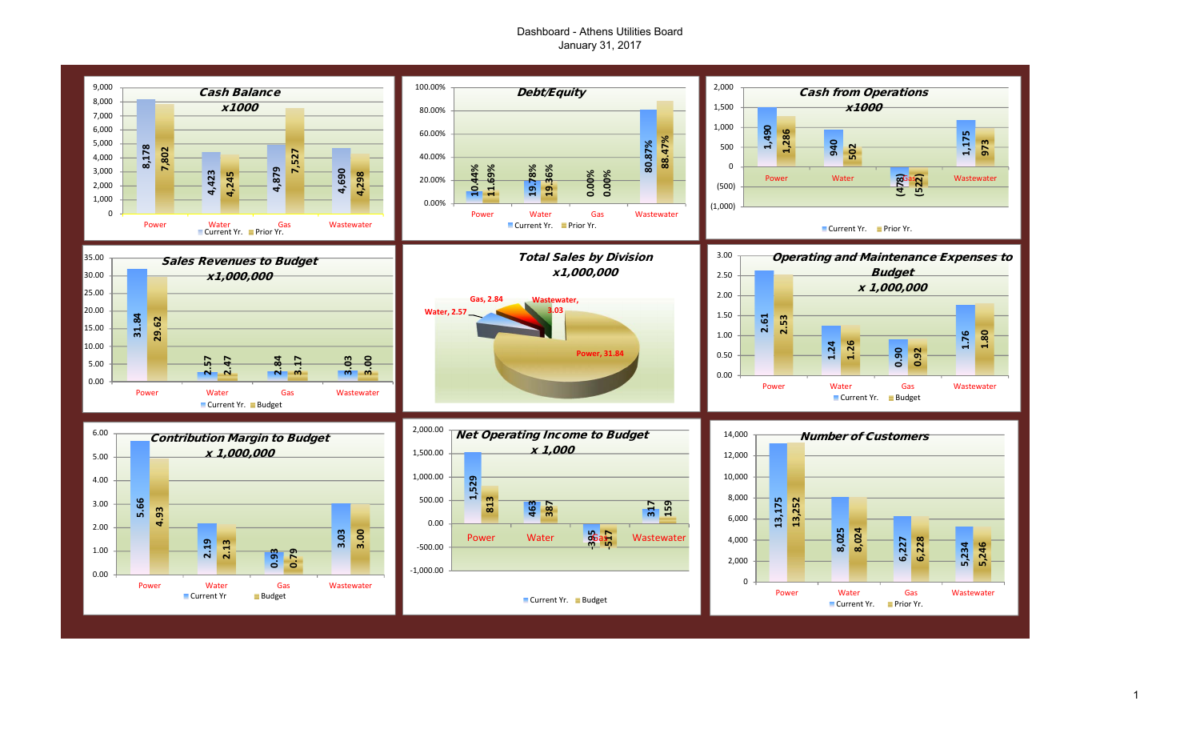# Dashboard - Athens Utilities Board

January 31, 2017

## Cash Balance x1000

| | Power | Water | Gas | Wastewater |
|---|---|---|---|---|
| Current Yr. | 8,178 | 4,423 | 4,879 | 4,690 |
| Prior Yr. | 7,802 | 4,245 | 7,527 | 4,298 |

## Debt/Equity

| | Power | Water | Gas | Wastewater |
|---|---|---|---|---|
| Current Yr. | 10.44% | 19.78% | 0.00% | 80.87% |
| Prior Yr. | 11.69% | 19.36% | 0.00% | 88.47% |

## Cash from Operations x1000

| | Power | Water | Gas | Wastewater |
|---|---|---|---|---|
| Current Yr. | 1,490 | 940 | (478) | 1,175 |
| Prior Yr. | 1,286 | 502 | (522) | 973 |

## Sales Revenues to Budget x1,000,000

| | Power | Water | Gas | Wastewater |
|---|---|---|---|---|
| Current Yr. | 31.84 | 2.57 | 2.84 | 3.03 |
| Budget | 29.62 | 2.47 | 3.17 | 3.00 |

## Total Sales by Division x1,000,000

| Division | Sales |
|---|---|
| Power | 31.84 |
| Water | 2.57 |
| Gas | 2.84 |
| Wastewater | 3.03 |

## Operating and Maintenance Expenses to Budget x 1,000,000

| | Power | Water | Gas | Wastewater |
|---|---|---|---|---|
| Current Yr. | 2.61 | 1.24 | 0.90 | 1.76 |
| Budget | 2.53 | 1.26 | 0.92 | 1.80 |

## Contribution Margin to Budget x 1,000,000

| | Power | Water | Gas | Wastewater |
|---|---|---|---|---|
| Current Yr | 5.66 | 2.19 | 0.93 | 3.03 |
| Budget | 4.93 | 2.13 | 0.79 | 3.00 |

## Net Operating Income to Budget x 1,000

| | Power | Water | Gas | Wastewater |
|---|---|---|---|---|
| Current Yr. | 1,529 | 463 | -395 | 317 |
| Budget | 813 | 387 | -517 | 159 |

## Number of Customers

| | Power | Water | Gas | Wastewater |
|---|---|---|---|---|
| Current Yr. | 13,175 | 8,025 | 6,227 | 5,234 |
| Prior Yr. | 13,252 | 8,024 | 6,228 | 5,246 |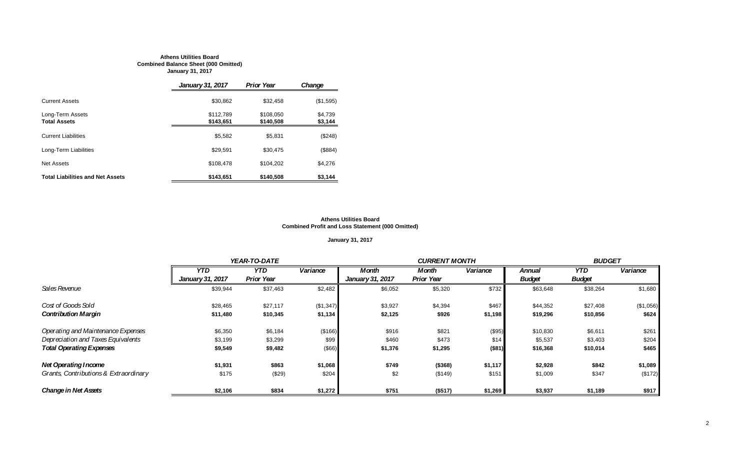**Athens Utilities Board**
**Combined Balance Sheet (000 Omitted)**
**January 31, 2017**

| | *January 31, 2017* | *Prior Year* | *Change* |
|---|---|---|---|
| Current Assets | $30,862 | $32,458 | ($1,595) |
| Long-Term Assets | $112,789 | $108,050 | $4,739 |
| **Total Assets** | **$143,651** | **$140,508** | **$3,144** |
| Current Liabilities | $5,582 | $5,831 | ($248) |
| Long-Term Liabilities | $29,591 | $30,475 | ($884) |
| Net Assets | $108,478 | $104,202 | $4,276 |
| **Total Liabilities and Net Assets** | **$143,651** | **$140,508** | **$3,144** |

**Athens Utilities Board**
**Combined Profit and Loss Statement (000 Omitted)**

**January 31, 2017**

| | *YEAR-TO-DATE* | | | *CURRENT MONTH* | | | *BUDGET* | | |
|---|---|---|---|---|---|---|---|---|---|
| | *YTD January 31, 2017* | *YTD Prior Year* | *Variance* | *Month January 31, 2017* | *Month Prior Year* | *Variance* | *Annual Budget* | *YTD Budget* | *Variance* |
| *Sales Revenue* | $39,944 | $37,463 | $2,482 | $6,052 | $5,320 | $732 | $63,648 | $38,264 | $1,680 |
| *Cost of Goods Sold* | $28,465 | $27,117 | ($1,347) | $3,927 | $4,394 | $467 | $44,352 | $27,408 | ($1,056) |
| ***Contribution Margin*** | **$11,480** | **$10,345** | **$1,134** | **$2,125** | **$926** | **$1,198** | **$19,296** | **$10,856** | **$624** |
| *Operating and Maintenance Expenses* | $6,350 | $6,184 | ($166) | $916 | $821 | ($95) | $10,830 | $6,611 | $261 |
| *Depreciation and Taxes Equivalents* | $3,199 | $3,299 | $99 | $460 | $473 | $14 | $5,537 | $3,403 | $204 |
| ***Total Operating Expenses*** | **$9,549** | **$9,482** | **($66)** | **$1,376** | **$1,295** | **($81)** | **$16,368** | **$10,014** | **$465** |
| ***Net Operating Income*** | **$1,931** | **$863** | **$1,068** | **$749** | **($368)** | **$1,117** | **$2,928** | **$842** | **$1,089** |
| *Grants, Contributions & Extraordinary* | $175 | ($29) | $204 | $2 | ($149) | $151 | $1,009 | $347 | ($172) |
| ***Change in Net Assets*** | **$2,106** | **$834** | **$1,272** | **$751** | **($517)** | **$1,269** | **$3,937** | **$1,189** | **$917** |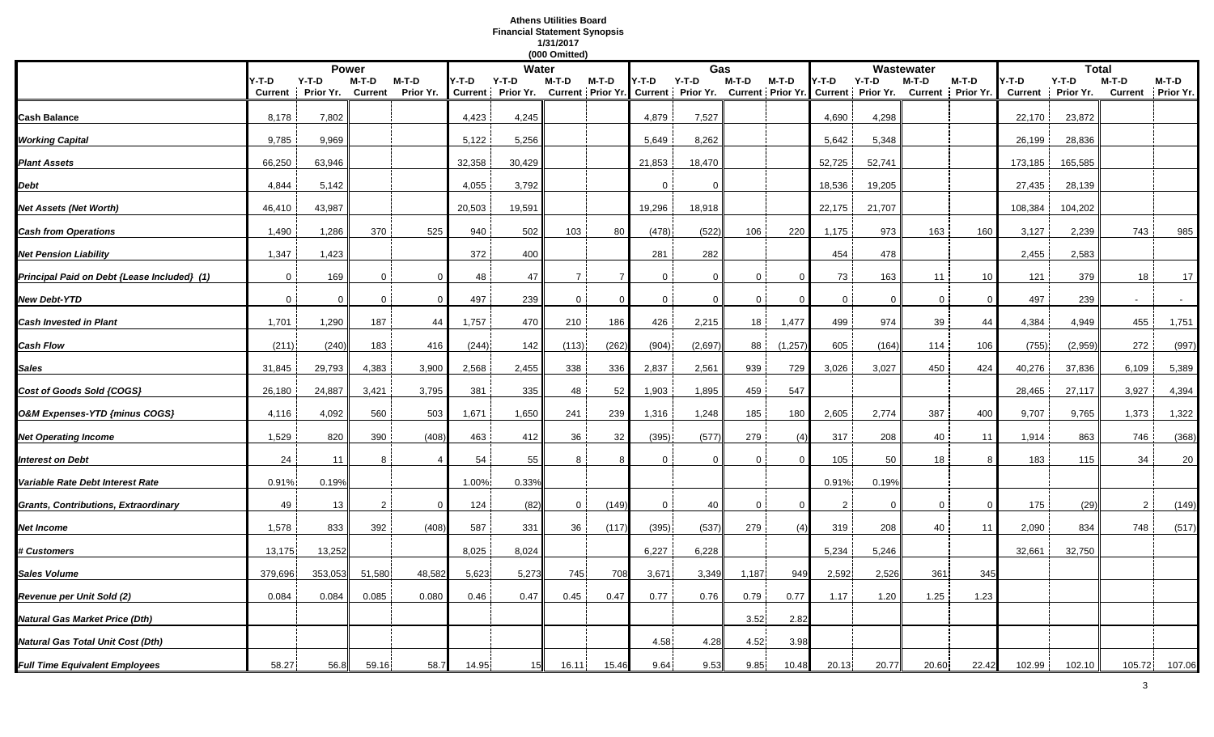**Athens Utilities Board**
**Financial Statement Synopsis**
**1/31/2017**
**(000 Omitted)**

| | Power | | | | Water | | | | Gas | | | | Wastewater | | | | Total | | | |
|---|---|---|---|---|---|---|---|---|---|---|---|---|---|---|---|---|---|---|---|---|
| | Y-T-D Current | Y-T-D Prior Yr. | M-T-D Current | M-T-D Prior Yr. | Y-T-D Current | Y-T-D Prior Yr. | M-T-D Current | M-T-D Prior Yr. | Y-T-D Current | Y-T-D Prior Yr. | M-T-D Current | M-T-D Prior Yr. | Y-T-D Current | Y-T-D Prior Yr. | M-T-D Current | M-T-D Prior Yr. | Y-T-D Current | Y-T-D Prior Yr. | M-T-D Current | M-T-D Prior Yr. |
| **Cash Balance** | 8,178 | 7,802 | | | 4,423 | 4,245 | | | 4,879 | 7,527 | | | 4,690 | 4,298 | | | 22,170 | 23,872 | | |
| ***Working Capital*** | 9,785 | 9,969 | | | 5,122 | 5,256 | | | 5,649 | 8,262 | | | 5,642 | 5,348 | | | 26,199 | 28,836 | | |
| ***Plant Assets*** | 66,250 | 63,946 | | | 32,358 | 30,429 | | | 21,853 | 18,470 | | | 52,725 | 52,741 | | | 173,185 | 165,585 | | |
| ***Debt*** | 4,844 | 5,142 | | | 4,055 | 3,792 | | | 0 | 0 | | | 18,536 | 19,205 | | | 27,435 | 28,139 | | |
| ***Net Assets (Net Worth)*** | 46,410 | 43,987 | | | 20,503 | 19,591 | | | 19,296 | 18,918 | | | 22,175 | 21,707 | | | 108,384 | 104,202 | | |
| ***Cash from Operations*** | 1,490 | 1,286 | 370 | 525 | 940 | 502 | 103 | 80 | (478) | (522) | 106 | 220 | 1,175 | 973 | 163 | 160 | 3,127 | 2,239 | 743 | 985 |
| ***Net Pension Liability*** | 1,347 | 1,423 | | | 372 | 400 | | | 281 | 282 | | | 454 | 478 | | | 2,455 | 2,583 | | |
| ***Principal Paid on Debt {Lease Included} (1)*** | 0 | 169 | 0 | 0 | 48 | 47 | 7 | 7 | 0 | 0 | 0 | 0 | 73 | 163 | 11 | 10 | 121 | 379 | 18 | 17 |
| ***New Debt-YTD*** | 0 | 0 | 0 | 0 | 497 | 239 | 0 | 0 | 0 | 0 | 0 | 0 | 0 | 0 | 0 | 0 | 497 | 239 | - | - |
| ***Cash Invested in Plant*** | 1,701 | 1,290 | 187 | 44 | 1,757 | 470 | 210 | 186 | 426 | 2,215 | 18 | 1,477 | 499 | 974 | 39 | 44 | 4,384 | 4,949 | 455 | 1,751 |
| ***Cash Flow*** | (211) | (240) | 183 | 416 | (244) | 142 | (113) | (262) | (904) | (2,697) | 88 | (1,257) | 605 | (164) | 114 | 106 | (755) | (2,959) | 272 | (997) |
| ***Sales*** | 31,845 | 29,793 | 4,383 | 3,900 | 2,568 | 2,455 | 338 | 336 | 2,837 | 2,561 | 939 | 729 | 3,026 | 3,027 | 450 | 424 | 40,276 | 37,836 | 6,109 | 5,389 |
| ***Cost of Goods Sold {COGS}*** | 26,180 | 24,887 | 3,421 | 3,795 | 381 | 335 | 48 | 52 | 1,903 | 1,895 | 459 | 547 | | | | | 28,465 | 27,117 | 3,927 | 4,394 |
| ***O&M Expenses-YTD {minus COGS}*** | 4,116 | 4,092 | 560 | 503 | 1,671 | 1,650 | 241 | 239 | 1,316 | 1,248 | 185 | 180 | 2,605 | 2,774 | 387 | 400 | 9,707 | 9,765 | 1,373 | 1,322 |
| ***Net Operating Income*** | 1,529 | 820 | 390 | (408) | 463 | 412 | 36 | 32 | (395) | (577) | 279 | (4) | 317 | 208 | 40 | 11 | 1,914 | 863 | 746 | (368) |
| ***Interest on Debt*** | 24 | 11 | 8 | 4 | 54 | 55 | 8 | 8 | 0 | 0 | 0 | 0 | 105 | 50 | 18 | 8 | 183 | 115 | 34 | 20 |
| ***Variable Rate Debt Interest Rate*** | 0.91% | 0.19% | | | 1.00% | 0.33% | | | | | | | 0.91% | 0.19% | | | | | | |
| ***Grants, Contributions, Extraordinary*** | 49 | 13 | 2 | 0 | 124 | (82) | 0 | (149) | 0 | 40 | 0 | 0 | 2 | 0 | 0 | 0 | 175 | (29) | 2 | (149) |
| ***Net Income*** | 1,578 | 833 | 392 | (408) | 587 | 331 | 36 | (117) | (395) | (537) | 279 | (4) | 319 | 208 | 40 | 11 | 2,090 | 834 | 748 | (517) |
| ***# Customers*** | 13,175 | 13,252 | | | 8,025 | 8,024 | | | 6,227 | 6,228 | | | 5,234 | 5,246 | | | 32,661 | 32,750 | | |
| ***Sales Volume*** | 379,696 | 353,053 | 51,580 | 48,582 | 5,623 | 5,273 | 745 | 708 | 3,671 | 3,349 | 1,187 | 949 | 2,592 | 2,526 | 361 | 345 | | | | |
| ***Revenue per Unit Sold (2)*** | 0.084 | 0.084 | 0.085 | 0.080 | 0.46 | 0.47 | 0.45 | 0.47 | 0.77 | 0.76 | 0.79 | 0.77 | 1.17 | 1.20 | 1.25 | 1.23 | | | | |
| ***Natural Gas Market Price (Dth)*** | | | | | | | | | | | 3.52 | 2.82 | | | | | | | | |
| ***Natural Gas Total Unit Cost (Dth)*** | | | | | | | | | 4.58 | 4.28 | 4.52 | 3.98 | | | | | | | | |
| ***Full Time Equivalent Employees*** | 58.27 | 56.8 | 59.16 | 58.7 | 14.95 | 15 | 16.11 | 15.46 | 9.64 | 9.53 | 9.85 | 10.48 | 20.13 | 20.77 | 20.60 | 22.42 | 102.99 | 102.10 | 105.72 | 107.06 |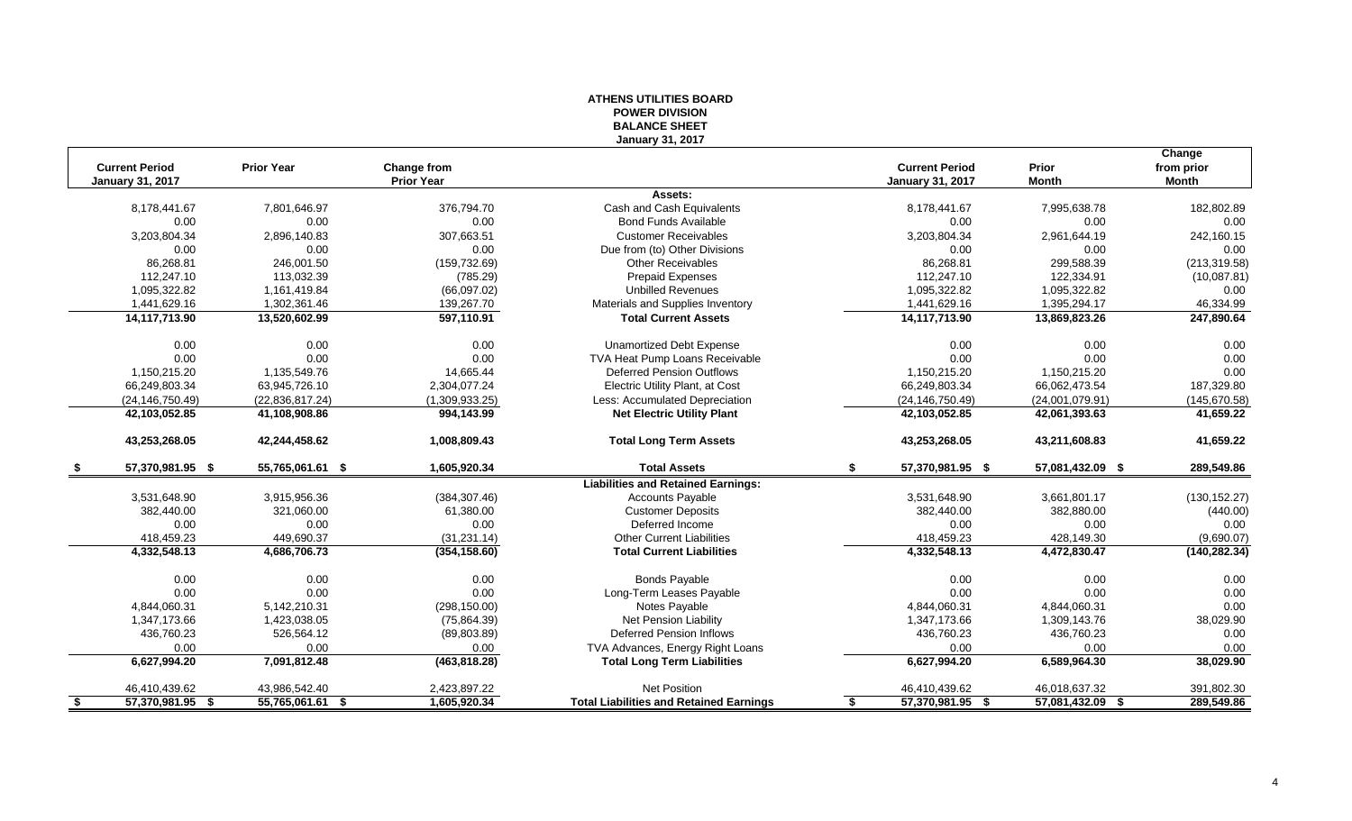# ATHENS UTILITIES BOARD
## POWER DIVISION
## BALANCE SHEET
### January 31, 2017

| Current Period January 31, 2017 | Prior Year | Change from Prior Year | | Current Period January 31, 2017 | Prior Month | Change from prior Month |
|---|---|---|---|---|---|---|
| | | | **Assets:** | | | |
| 8,178,441.67 | 7,801,646.97 | 376,794.70 | Cash and Cash Equivalents | 8,178,441.67 | 7,995,638.78 | 182,802.89 |
| 0.00 | 0.00 | 0.00 | Bond Funds Available | 0.00 | 0.00 | 0.00 |
| 3,203,804.34 | 2,896,140.83 | 307,663.51 | Customer Receivables | 3,203,804.34 | 2,961,644.19 | 242,160.15 |
| 0.00 | 0.00 | 0.00 | Due from (to) Other Divisions | 0.00 | 0.00 | 0.00 |
| 86,268.81 | 246,001.50 | (159,732.69) | Other Receivables | 86,268.81 | 299,588.39 | (213,319.58) |
| 112,247.10 | 113,032.39 | (785.29) | Prepaid Expenses | 112,247.10 | 122,334.91 | (10,087.81) |
| 1,095,322.82 | 1,161,419.84 | (66,097.02) | Unbilled Revenues | 1,095,322.82 | 1,095,322.82 | 0.00 |
| 1,441,629.16 | 1,302,361.46 | 139,267.70 | Materials and Supplies Inventory | 1,441,629.16 | 1,395,294.17 | 46,334.99 |
| **14,117,713.90** | **13,520,602.99** | **597,110.91** | **Total Current Assets** | **14,117,713.90** | **13,869,823.26** | **247,890.64** |
| 0.00 | 0.00 | 0.00 | Unamortized Debt Expense | 0.00 | 0.00 | 0.00 |
| 0.00 | 0.00 | 0.00 | TVA Heat Pump Loans Receivable | 0.00 | 0.00 | 0.00 |
| 1,150,215.20 | 1,135,549.76 | 14,665.44 | Deferred Pension Outflows | 1,150,215.20 | 1,150,215.20 | 0.00 |
| 66,249,803.34 | 63,945,726.10 | 2,304,077.24 | Electric Utility Plant, at Cost | 66,249,803.34 | 66,062,473.54 | 187,329.80 |
| (24,146,750.49) | (22,836,817.24) | (1,309,933.25) | Less: Accumulated Depreciation | (24,146,750.49) | (24,001,079.91) | (145,670.58) |
| **42,103,052.85** | **41,108,908.86** | **994,143.99** | **Net Electric Utility Plant** | **42,103,052.85** | **42,061,393.63** | **41,659.22** |
| **43,253,268.05** | **42,244,458.62** | **1,008,809.43** | **Total Long Term Assets** | **43,253,268.05** | **43,211,608.83** | **41,659.22** |
| **$ 57,370,981.95** | **$ 55,765,061.61** | **$ 1,605,920.34** | **Total Assets** | **$ 57,370,981.95** | **$ 57,081,432.09** | **$ 289,549.86** |
| | | | **Liabilities and Retained Earnings:** | | | |
| 3,531,648.90 | 3,915,956.36 | (384,307.46) | Accounts Payable | 3,531,648.90 | 3,661,801.17 | (130,152.27) |
| 382,440.00 | 321,060.00 | 61,380.00 | Customer Deposits | 382,440.00 | 382,880.00 | (440.00) |
| 0.00 | 0.00 | 0.00 | Deferred Income | 0.00 | 0.00 | 0.00 |
| 418,459.23 | 449,690.37 | (31,231.14) | Other Current Liabilities | 418,459.23 | 428,149.30 | (9,690.07) |
| **4,332,548.13** | **4,686,706.73** | **(354,158.60)** | **Total Current Liabilities** | **4,332,548.13** | **4,472,830.47** | **(140,282.34)** |
| 0.00 | 0.00 | 0.00 | Bonds Payable | 0.00 | 0.00 | 0.00 |
| 0.00 | 0.00 | 0.00 | Long-Term Leases Payable | 0.00 | 0.00 | 0.00 |
| 4,844,060.31 | 5,142,210.31 | (298,150.00) | Notes Payable | 4,844,060.31 | 4,844,060.31 | 0.00 |
| 1,347,173.66 | 1,423,038.05 | (75,864.39) | Net Pension Liability | 1,347,173.66 | 1,309,143.76 | 38,029.90 |
| 436,760.23 | 526,564.12 | (89,803.89) | Deferred Pension Inflows | 436,760.23 | 436,760.23 | 0.00 |
| 0.00 | 0.00 | 0.00 | TVA Advances, Energy Right Loans | 0.00 | 0.00 | 0.00 |
| **6,627,994.20** | **7,091,812.48** | **(463,818.28)** | **Total Long Term Liabilities** | **6,627,994.20** | **6,589,964.30** | **38,029.90** |
| 46,410,439.62 | 43,986,542.40 | 2,423,897.22 | Net Position | 46,410,439.62 | 46,018,637.32 | 391,802.30 |
| **$ 57,370,981.95** | **$ 55,765,061.61** | **$ 1,605,920.34** | **Total Liabilities and Retained Earnings** | **$ 57,370,981.95** | **$ 57,081,432.09** | **$ 289,549.86** |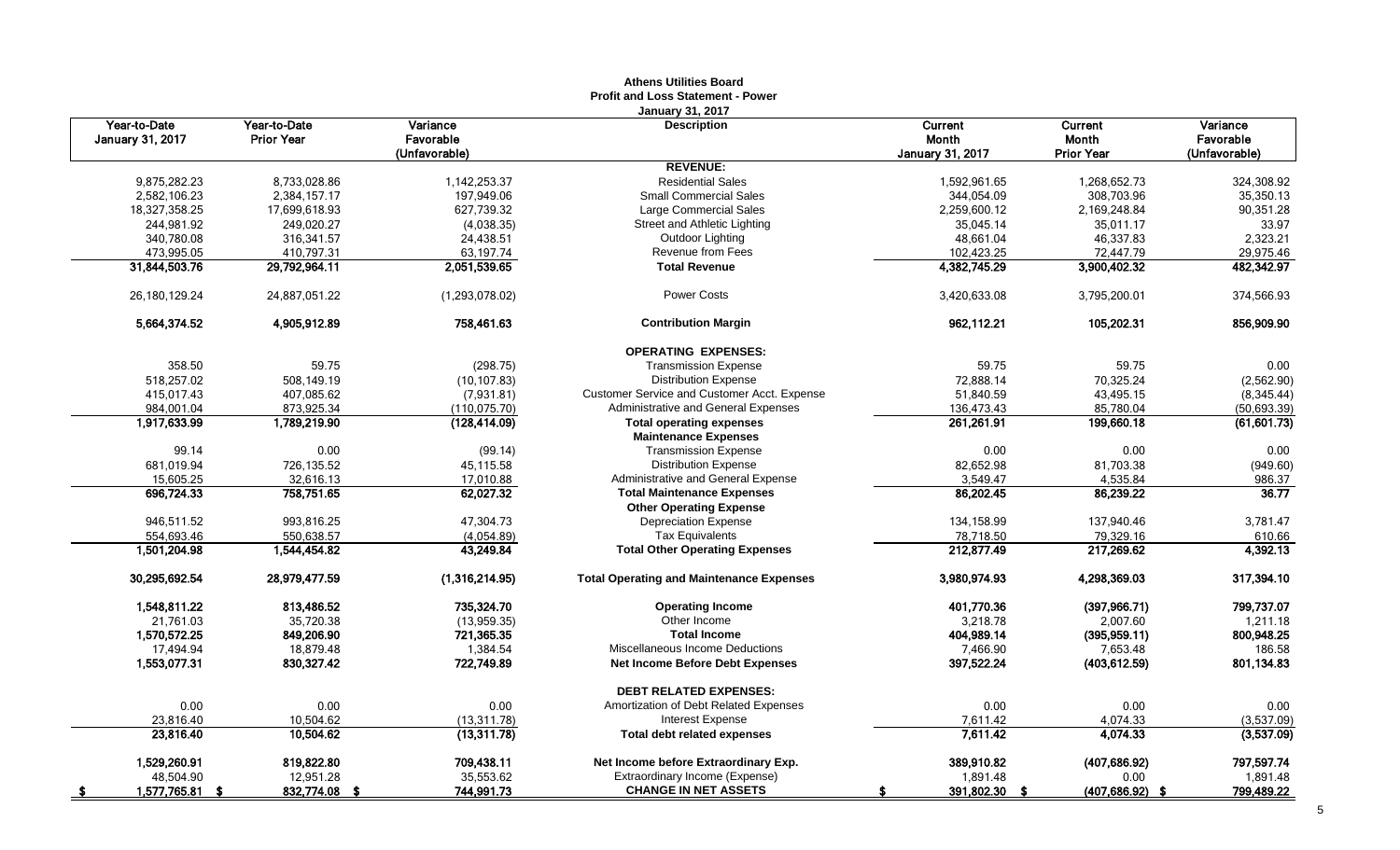**Athens Utilities Board**
**Profit and Loss Statement - Power**
**January 31, 2017**

| Year-to-Date January 31, 2017 | Year-to-Date Prior Year | Variance Favorable (Unfavorable) | Description | Current Month January 31, 2017 | Current Month Prior Year | Variance Favorable (Unfavorable) |
|---|---|---|---|---|---|---|
| | | | **REVENUE:** | | | |
| 9,875,282.23 | 8,733,028.86 | 1,142,253.37 | Residential Sales | 1,592,961.65 | 1,268,652.73 | 324,308.92 |
| 2,582,106.23 | 2,384,157.17 | 197,949.06 | Small Commercial Sales | 344,054.09 | 308,703.96 | 35,350.13 |
| 18,327,358.25 | 17,699,618.93 | 627,739.32 | Large Commercial Sales | 2,259,600.12 | 2,169,248.84 | 90,351.28 |
| 244,981.92 | 249,020.27 | (4,038.35) | Street and Athletic Lighting | 35,045.14 | 35,011.17 | 33.97 |
| 340,780.08 | 316,341.57 | 24,438.51 | Outdoor Lighting | 48,661.04 | 46,337.83 | 2,323.21 |
| 473,995.05 | 410,797.31 | 63,197.74 | Revenue from Fees | 102,423.25 | 72,447.79 | 29,975.46 |
| **31,844,503.76** | **29,792,964.11** | **2,051,539.65** | **Total Revenue** | **4,382,745.29** | **3,900,402.32** | **482,342.97** |
| 26,180,129.24 | 24,887,051.22 | (1,293,078.02) | Power Costs | 3,420,633.08 | 3,795,200.01 | 374,566.93 |
| **5,664,374.52** | **4,905,912.89** | **758,461.63** | **Contribution Margin** | **962,112.21** | **105,202.31** | **856,909.90** |
| | | | **OPERATING EXPENSES:** | | | |
| 358.50 | 59.75 | (298.75) | Transmission Expense | 59.75 | 59.75 | 0.00 |
| 518,257.02 | 508,149.19 | (10,107.83) | Distribution Expense | 72,888.14 | 70,325.24 | (2,562.90) |
| 415,017.43 | 407,085.62 | (7,931.81) | Customer Service and Customer Acct. Expense | 51,840.59 | 43,495.15 | (8,345.44) |
| 984,001.04 | 873,925.34 | (110,075.70) | Administrative and General Expenses | 136,473.43 | 85,780.04 | (50,693.39) |
| **1,917,633.99** | **1,789,219.90** | **(128,414.09)** | **Total operating expenses** | **261,261.91** | **199,660.18** | **(61,601.73)** |
| | | | **Maintenance Expenses** | | | |
| 99.14 | 0.00 | (99.14) | Transmission Expense | 0.00 | 0.00 | 0.00 |
| 681,019.94 | 726,135.52 | 45,115.58 | Distribution Expense | 82,652.98 | 81,703.38 | (949.60) |
| 15,605.25 | 32,616.13 | 17,010.88 | Administrative and General Expense | 3,549.47 | 4,535.84 | 986.37 |
| **696,724.33** | **758,751.65** | **62,027.32** | **Total Maintenance Expenses** | **86,202.45** | **86,239.22** | **36.77** |
| | | | **Other Operating Expense** | | | |
| 946,511.52 | 993,816.25 | 47,304.73 | Depreciation Expense | 134,158.99 | 137,940.46 | 3,781.47 |
| 554,693.46 | 550,638.57 | (4,054.89) | Tax Equivalents | 78,718.50 | 79,329.16 | 610.66 |
| **1,501,204.98** | **1,544,454.82** | **43,249.84** | **Total Other Operating Expenses** | **212,877.49** | **217,269.62** | **4,392.13** |
| **30,295,692.54** | **28,979,477.59** | **(1,316,214.95)** | **Total Operating and Maintenance Expenses** | **3,980,974.93** | **4,298,369.03** | **317,394.10** |
| **1,548,811.22** | **813,486.52** | **735,324.70** | **Operating Income** | **401,770.36** | **(397,966.71)** | **799,737.07** |
| 21,761.03 | 35,720.38 | (13,959.35) | Other Income | 3,218.78 | 2,007.60 | 1,211.18 |
| **1,570,572.25** | **849,206.90** | **721,365.35** | **Total Income** | **404,989.14** | **(395,959.11)** | **800,948.25** |
| 17,494.94 | 18,879.48 | 1,384.54 | Miscellaneous Income Deductions | 7,466.90 | 7,653.48 | 186.58 |
| **1,553,077.31** | **830,327.42** | **722,749.89** | **Net Income Before Debt Expenses** | **397,522.24** | **(403,612.59)** | **801,134.83** |
| | | | **DEBT RELATED EXPENSES:** | | | |
| 0.00 | 0.00 | 0.00 | Amortization of Debt Related Expenses | 0.00 | 0.00 | 0.00 |
| 23,816.40 | 10,504.62 | (13,311.78) | Interest Expense | 7,611.42 | 4,074.33 | (3,537.09) |
| **23,816.40** | **10,504.62** | **(13,311.78)** | **Total debt related expenses** | **7,611.42** | **4,074.33** | **(3,537.09)** |
| **1,529,260.91** | **819,822.80** | **709,438.11** | **Net Income before Extraordinary Exp.** | **389,910.82** | **(407,686.92)** | **797,597.74** |
| 48,504.90 | 12,951.28 | 35,553.62 | Extraordinary Income (Expense) | 1,891.48 | 0.00 | 1,891.48 |
| **$ 1,577,765.81** | **$ 832,774.08** | **$ 744,991.73** | **CHANGE IN NET ASSETS** | **$ 391,802.30** | **$ (407,686.92)** | **$ 799,489.22** |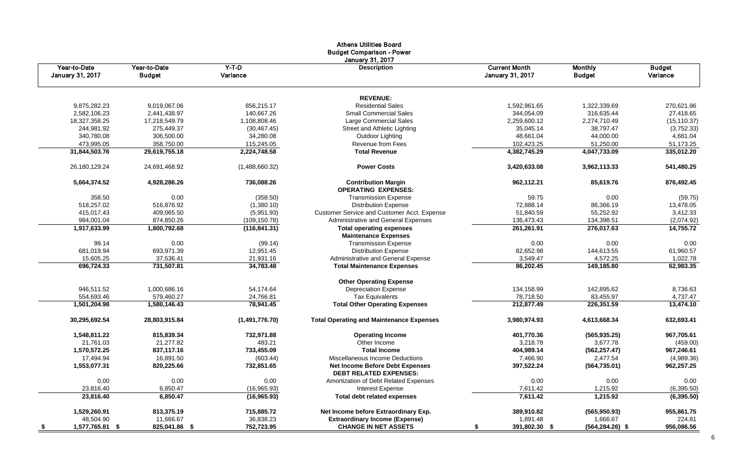# Athens Utilities Board
## Budget Comparison - Power
### January 31, 2017

| Year-to-Date January 31, 2017 | Year-to-Date Budget | Y-T-D Variance | Description | Current Month January 31, 2017 | Monthly Budget | Budget Variance |
|---|---|---|---|---|---|---|
| | | | **REVENUE:** | | | |
| 9,875,282.23 | 9,019,067.06 | 856,215.17 | Residential Sales | 1,592,961.65 | 1,322,339.69 | 270,621.96 |
| 2,582,106.23 | 2,441,438.97 | 140,667.26 | Small Commercial Sales | 344,054.09 | 316,635.44 | 27,418.65 |
| 18,327,358.25 | 17,218,549.79 | 1,108,808.46 | Large Commercial Sales | 2,259,600.12 | 2,274,710.49 | (15,110.37) |
| 244,981.92 | 275,449.37 | (30,467.45) | Street and Athletic Lighting | 35,045.14 | 38,797.47 | (3,752.33) |
| 340,780.08 | 306,500.00 | 34,280.08 | Outdoor Lighting | 48,661.04 | 44,000.00 | 4,661.04 |
| 473,995.05 | 358,750.00 | 115,245.05 | Revenue from Fees | 102,423.25 | 51,250.00 | 51,173.25 |
| **31,844,503.76** | **29,619,755.18** | **2,224,748.58** | **Total Revenue** | **4,382,745.29** | **4,047,733.09** | **335,012.20** |
| 26,180,129.24 | 24,691,468.92 | (1,488,660.32) | **Power Costs** | 3,420,633.08 | 3,962,113.33 | 541,480.25 |
| **5,664,374.52** | **4,928,286.26** | **736,088.26** | **Contribution Margin** | **962,112.21** | **85,619.76** | **876,492.45** |
| | | | **OPERATING EXPENSES:** | | | |
| 358.50 | 0.00 | (358.50) | Transmission Expense | 59.75 | 0.00 | (59.75) |
| 518,257.02 | 516,876.92 | (1,380.10) | Distribution Expense | 72,888.14 | 86,366.19 | 13,478.05 |
| 415,017.43 | 409,065.50 | (5,951.93) | Customer Service and Customer Acct. Expense | 51,840.59 | 55,252.92 | 3,412.33 |
| 984,001.04 | 874,850.26 | (109,150.78) | Administrative and General Expenses | 136,473.43 | 134,398.51 | (2,074.92) |
| **1,917,633.99** | **1,800,792.68** | **(116,841.31)** | **Total operating expenses** | **261,261.91** | **276,017.63** | **14,755.72** |
| | | | **Maintenance Expenses** | | | |
| 99.14 | 0.00 | (99.14) | Transmission Expense | 0.00 | 0.00 | 0.00 |
| 681,019.94 | 693,971.39 | 12,951.45 | Distribution Expense | 82,652.98 | 144,613.55 | 61,960.57 |
| 15,605.25 | 37,536.41 | 21,931.16 | Administrative and General Expense | 3,549.47 | 4,572.25 | 1,022.78 |
| **696,724.33** | **731,507.81** | **34,783.48** | **Total Maintenance Expenses** | **86,202.45** | **149,185.80** | **62,983.35** |
| | | | **Other Operating Expense** | | | |
| 946,511.52 | 1,000,686.16 | 54,174.64 | Depreciation Expense | 134,158.99 | 142,895.62 | 8,736.63 |
| 554,693.46 | 579,460.27 | 24,766.81 | Tax Equivalents | 78,718.50 | 83,455.97 | 4,737.47 |
| **1,501,204.98** | **1,580,146.43** | **78,941.45** | **Total Other Operating Expenses** | **212,877.49** | **226,351.59** | **13,474.10** |
| **30,295,692.54** | **28,803,915.84** | **(1,491,776.70)** | **Total Operating and Maintenance Expenses** | **3,980,974.93** | **4,613,668.34** | **632,693.41** |
| **1,548,811.22** | **815,839.34** | **732,971.88** | **Operating Income** | **401,770.36** | **(565,935.25)** | **967,705.61** |
| 21,761.03 | 21,277.82 | 483.21 | Other Income | 3,218.78 | 3,677.78 | (459.00) |
| **1,570,572.25** | **837,117.16** | **733,455.09** | **Total Income** | **404,989.14** | **(562,257.47)** | **967,246.61** |
| 17,494.94 | 16,891.50 | (603.44) | Miscellaneous Income Deductions | 7,466.90 | 2,477.54 | (4,989.36) |
| **1,553,077.31** | **820,225.66** | **732,851.65** | **Net Income Before Debt Expenses** | **397,522.24** | **(564,735.01)** | **962,257.25** |
| | | | **DEBT RELATED EXPENSES:** | | | |
| 0.00 | 0.00 | 0.00 | Amortization of Debt Related Expenses | 0.00 | 0.00 | 0.00 |
| 23,816.40 | 6,850.47 | (16,965.93) | Interest Expense | 7,611.42 | 1,215.92 | (6,395.50) |
| **23,816.40** | **6,850.47** | **(16,965.93)** | **Total debt related expenses** | **7,611.42** | **1,215.92** | **(6,395.50)** |
| **1,529,260.91** | **813,375.19** | **715,885.72** | **Net Income before Extraordinary Exp.** | **389,910.82** | **(565,950.93)** | **955,861.75** |
| 48,504.90 | 11,666.67 | 36,838.23 | **Extraordinary Income (Expense)** | 1,891.48 | 1,666.67 | 224.81 |
| **$ 1,577,765.81** | **$ 825,041.86** | **$ 752,723.95** | **CHANGE IN NET ASSETS** | **$ 391,802.30** | **$ (564,284.26)** | **$ 956,086.56** |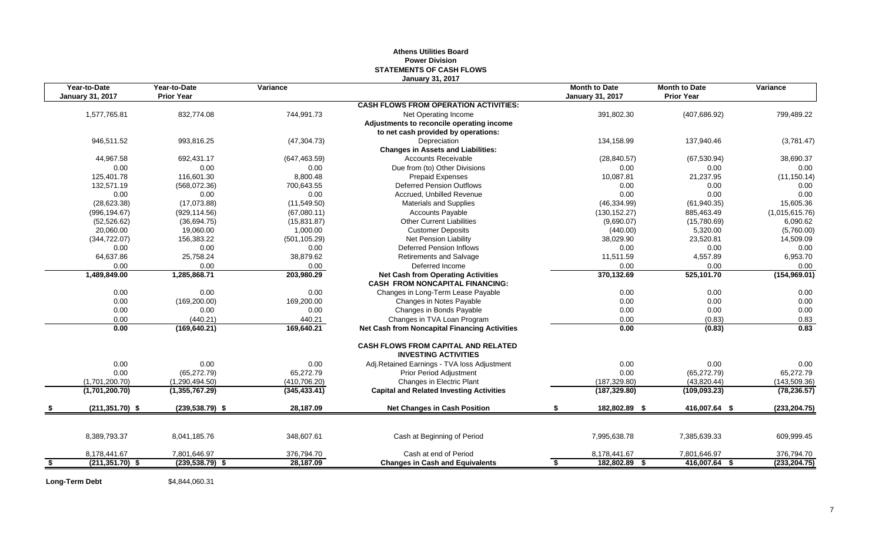# Athens Utilities Board
## Power Division
## STATEMENTS OF CASH FLOWS
### January 31, 2017

| Year-to-Date January 31, 2017 | Year-to-Date Prior Year | Variance | | Month to Date January 31, 2017 | Month to Date Prior Year | Variance |
|---|---|---|---|---|---|---|
| | | | **CASH FLOWS FROM OPERATION ACTIVITIES:** | | | |
| 1,577,765.81 | 832,774.08 | 744,991.73 | Net Operating Income | 391,802.30 | (407,686.92) | 799,489.22 |
| | | | **Adjustments to reconcile operating income to net cash provided by operations:** | | | |
| 946,511.52 | 993,816.25 | (47,304.73) | Depreciation | 134,158.99 | 137,940.46 | (3,781.47) |
| | | | **Changes in Assets and Liabilities:** | | | |
| 44,967.58 | 692,431.17 | (647,463.59) | Accounts Receivable | (28,840.57) | (67,530.94) | 38,690.37 |
| 0.00 | 0.00 | 0.00 | Due from (to) Other Divisions | 0.00 | 0.00 | 0.00 |
| 125,401.78 | 116,601.30 | 8,800.48 | Prepaid Expenses | 10,087.81 | 21,237.95 | (11,150.14) |
| 132,571.19 | (568,072.36) | 700,643.55 | Deferred Pension Outflows | 0.00 | 0.00 | 0.00 |
| 0.00 | 0.00 | 0.00 | Accrued, Unbilled Revenue | 0.00 | 0.00 | 0.00 |
| (28,623.38) | (17,073.88) | (11,549.50) | Materials and Supplies | (46,334.99) | (61,940.35) | 15,605.36 |
| (996,194.67) | (929,114.56) | (67,080.11) | Accounts Payable | (130,152.27) | 885,463.49 | (1,015,615.76) |
| (52,526.62) | (36,694.75) | (15,831.87) | Other Current Liabilities | (9,690.07) | (15,780.69) | 6,090.62 |
| 20,060.00 | 19,060.00 | 1,000.00 | Customer Deposits | (440.00) | 5,320.00 | (5,760.00) |
| (344,722.07) | 156,383.22 | (501,105.29) | Net Pension Liability | 38,029.90 | 23,520.81 | 14,509.09 |
| 0.00 | 0.00 | 0.00 | Deferred Pension Inflows | 0.00 | 0.00 | 0.00 |
| 64,637.86 | 25,758.24 | 38,879.62 | Retirements and Salvage | 11,511.59 | 4,557.89 | 6,953.70 |
| 0.00 | 0.00 | 0.00 | Deferred Income | 0.00 | 0.00 | 0.00 |
| **1,489,849.00** | **1,285,868.71** | **203,980.29** | **Net Cash from Operating Activities** | **370,132.69** | **525,101.70** | **(154,969.01)** |
| | | | **CASH FROM NONCAPITAL FINANCING:** | | | |
| 0.00 | 0.00 | 0.00 | Changes in Long-Term Lease Payable | 0.00 | 0.00 | 0.00 |
| 0.00 | (169,200.00) | 169,200.00 | Changes in Notes Payable | 0.00 | 0.00 | 0.00 |
| 0.00 | 0.00 | 0.00 | Changes in Bonds Payable | 0.00 | 0.00 | 0.00 |
| 0.00 | (440.21) | 440.21 | Changes in TVA Loan Program | 0.00 | (0.83) | 0.83 |
| **0.00** | **(169,640.21)** | **169,640.21** | **Net Cash from Noncapital Financing Activities** | **0.00** | **(0.83)** | **0.83** |
| | | | **CASH FLOWS FROM CAPITAL AND RELATED INVESTING ACTIVITIES** | | | |
| 0.00 | 0.00 | 0.00 | Adj.Retained Earnings - TVA loss Adjustment | 0.00 | 0.00 | 0.00 |
| 0.00 | (65,272.79) | 65,272.79 | Prior Period Adjustment | 0.00 | (65,272.79) | 65,272.79 |
| (1,701,200.70) | (1,290,494.50) | (410,706.20) | Changes in Electric Plant | (187,329.80) | (43,820.44) | (143,509.36) |
| **(1,701,200.70)** | **(1,355,767.29)** | **(345,433.41)** | **Capital and Related Investing Activities** | **(187,329.80)** | **(109,093.23)** | **(78,236.57)** |
| **$ (211,351.70)** | **$ (239,538.79)** | **$ 28,187.09** | **Net Changes in Cash Position** | **$ 182,802.89** | **$ 416,007.64** | **$ (233,204.75)** |
| 8,389,793.37 | 8,041,185.76 | 348,607.61 | Cash at Beginning of Period | 7,995,638.78 | 7,385,639.33 | 609,999.45 |
| 8,178,441.67 | 7,801,646.97 | 376,794.70 | Cash at end of Period | 8,178,441.67 | 7,801,646.97 | 376,794.70 |
| **$ (211,351.70)** | **$ (239,538.79)** | **$ 28,187.09** | **Changes in Cash and Equivalents** | **$ 182,802.89** | **$ 416,007.64** | **$ (233,204.75)** |

**Long-Term Debt** $4,844,060.31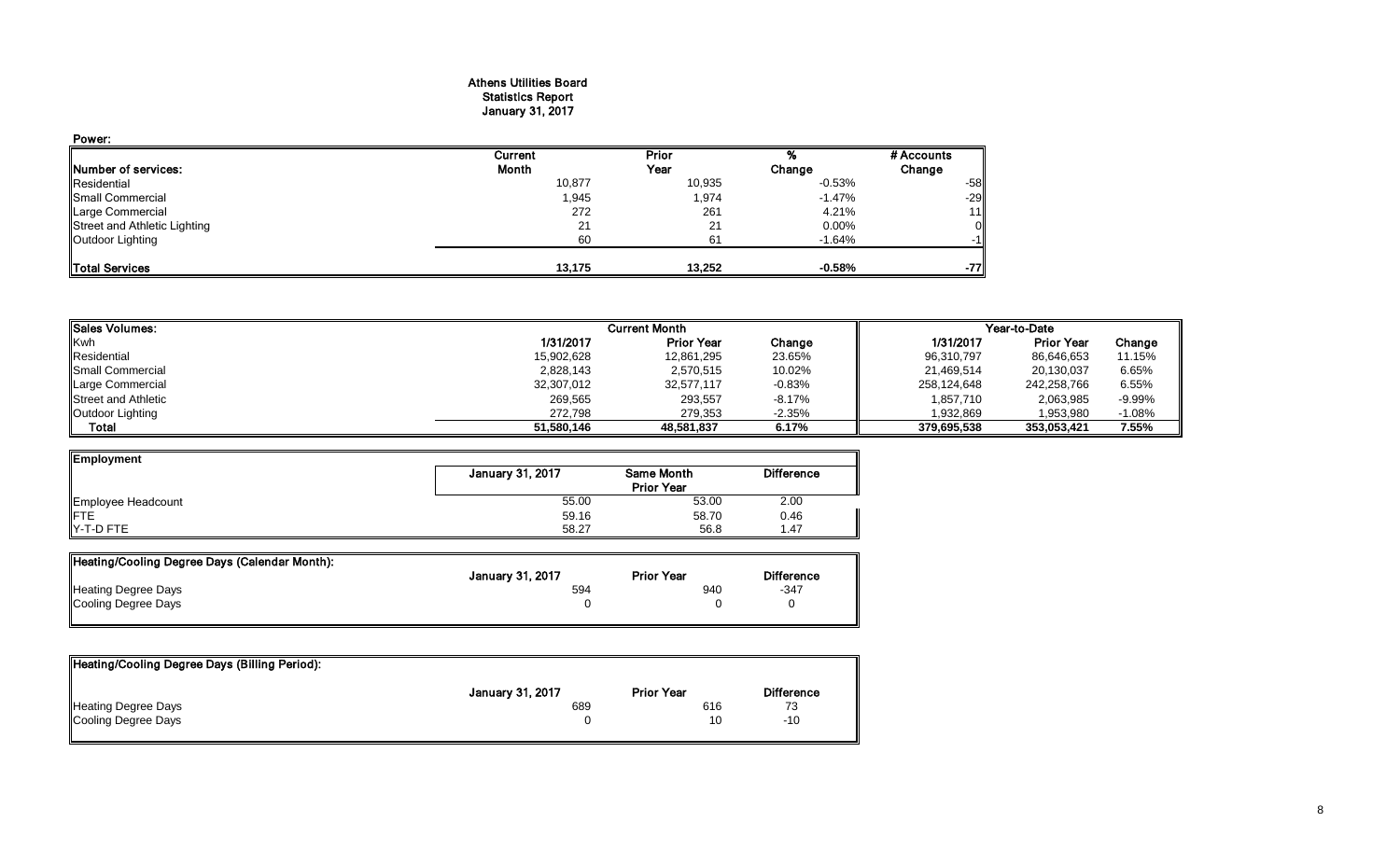# Athens Utilities Board
## Statistics Report
## January 31, 2017

**Power:**

| Number of services: | Current Month | Prior Year | % Change | # Accounts Change |
|---|---|---|---|---|
| Residential | 10,877 | 10,935 | -0.53% | -58 |
| Small Commercial | 1,945 | 1,974 | -1.47% | -29 |
| Large Commercial | 272 | 261 | 4.21% | 11 |
| Street and Athletic Lighting | 21 | 21 | 0.00% | 0 |
| Outdoor Lighting | 60 | 61 | -1.64% | -1 |
| **Total Services** | **13,175** | **13,252** | **-0.58%** | **-77** |

| Sales Volumes: | Current Month | | | Year-to-Date | | |
|---|---|---|---|---|---|---|
| Kwh | 1/31/2017 | Prior Year | Change | 1/31/2017 | Prior Year | Change |
| Residential | 15,902,628 | 12,861,295 | 23.65% | 96,310,797 | 86,646,653 | 11.15% |
| Small Commercial | 2,828,143 | 2,570,515 | 10.02% | 21,469,514 | 20,130,037 | 6.65% |
| Large Commercial | 32,307,012 | 32,577,117 | -0.83% | 258,124,648 | 242,258,766 | 6.55% |
| Street and Athletic | 269,565 | 293,557 | -8.17% | 1,857,710 | 2,063,985 | -9.99% |
| Outdoor Lighting | 272,798 | 279,353 | -2.35% | 1,932,869 | 1,953,980 | -1.08% |
| **Total** | **51,580,146** | **48,581,837** | **6.17%** | **379,695,538** | **353,053,421** | **7.55%** |

| Employment | January 31, 2017 | Same Month Prior Year | Difference |
|---|---|---|---|
| Employee Headcount | 55.00 | 53.00 | 2.00 |
| FTE | 59.16 | 58.70 | 0.46 |
| Y-T-D FTE | 58.27 | 56.8 | 1.47 |

| Heating/Cooling Degree Days (Calendar Month): | January 31, 2017 | Prior Year | Difference |
|---|---|---|---|
| Heating Degree Days | 594 | 940 | -347 |
| Cooling Degree Days | 0 | 0 | 0 |

| Heating/Cooling Degree Days (Billing Period): | January 31, 2017 | Prior Year | Difference |
|---|---|---|---|
| Heating Degree Days | 689 | 616 | 73 |
| Cooling Degree Days | 0 | 10 | -10 |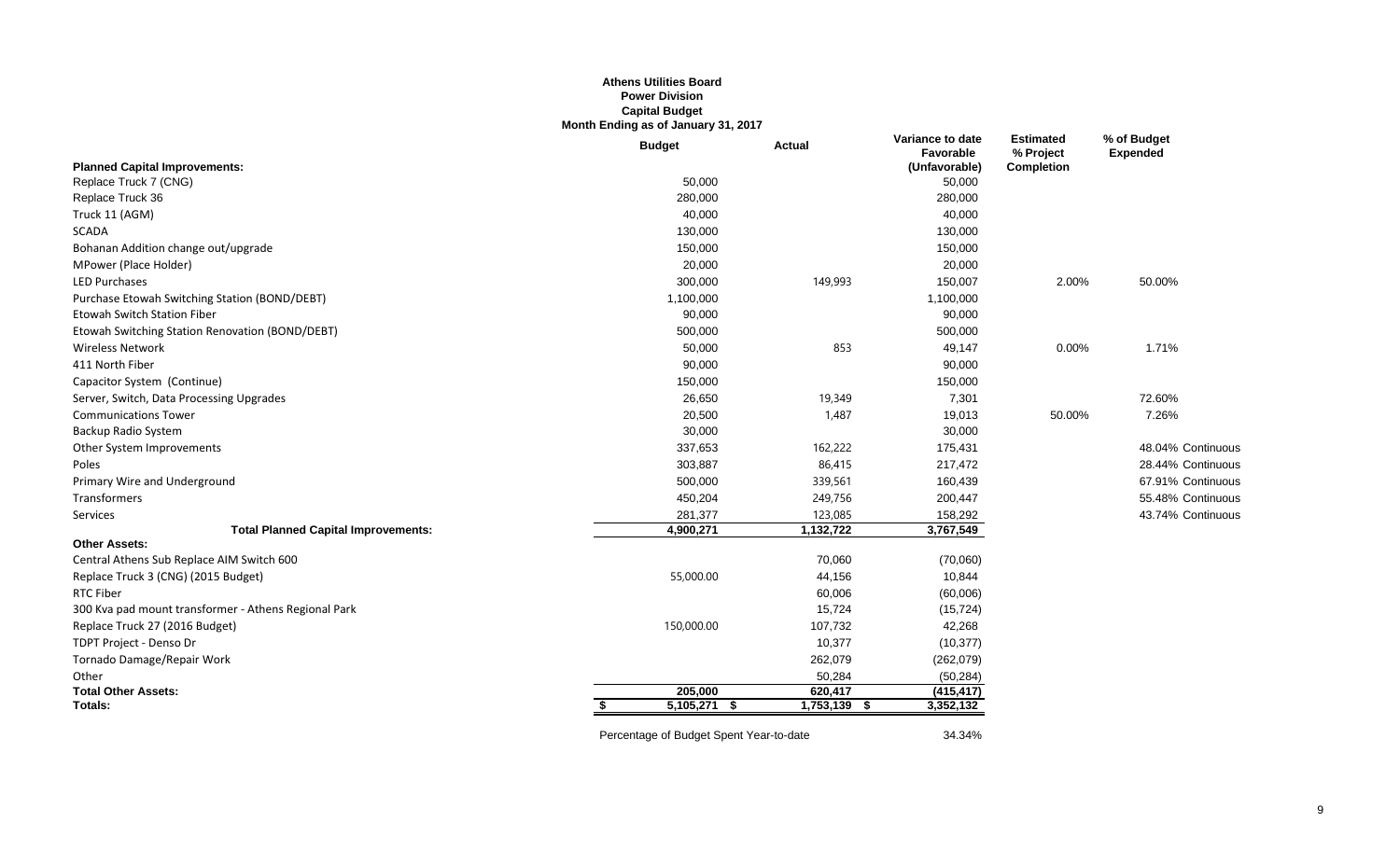**Athens Utilities Board**
**Power Division**
**Capital Budget**
**Month Ending as of January 31, 2017**

| Planned Capital Improvements: | Budget | Actual | Variance to date Favorable (Unfavorable) | Estimated % Project Completion | % of Budget Expended |
|---|---|---|---|---|---|
| Replace Truck 7 (CNG) | 50,000 | | 50,000 | | |
| Replace Truck 36 | 280,000 | | 280,000 | | |
| Truck 11 (AGM) | 40,000 | | 40,000 | | |
| SCADA | 130,000 | | 130,000 | | |
| Bohanan Addition change out/upgrade | 150,000 | | 150,000 | | |
| MPower (Place Holder) | 20,000 | | 20,000 | | |
| LED Purchases | 300,000 | 149,993 | 150,007 | 2.00% | 50.00% |
| Purchase Etowah Switching Station (BOND/DEBT) | 1,100,000 | | 1,100,000 | | |
| Etowah Switch Station Fiber | 90,000 | | 90,000 | | |
| Etowah Switching Station Renovation (BOND/DEBT) | 500,000 | | 500,000 | | |
| Wireless Network | 50,000 | 853 | 49,147 | 0.00% | 1.71% |
| 411 North Fiber | 90,000 | | 90,000 | | |
| Capacitor System (Continue) | 150,000 | | 150,000 | | |
| Server, Switch, Data Processing Upgrades | 26,650 | 19,349 | 7,301 | | 72.60% |
| Communications Tower | 20,500 | 1,487 | 19,013 | 50.00% | 7.26% |
| Backup Radio System | 30,000 | | 30,000 | | |
| Other System Improvements | 337,653 | 162,222 | 175,431 | | 48.04% Continuous |
| Poles | 303,887 | 86,415 | 217,472 | | 28.44% Continuous |
| Primary Wire and Underground | 500,000 | 339,561 | 160,439 | | 67.91% Continuous |
| Transformers | 450,204 | 249,756 | 200,447 | | 55.48% Continuous |
| Services | 281,377 | 123,085 | 158,292 | | 43.74% Continuous |
| **Total Planned Capital Improvements:** | **4,900,271** | **1,132,722** | **3,767,549** | | |
| **Other Assets:** | | | | | |
| Central Athens Sub Replace AIM Switch 600 | | 70,060 | (70,060) | | |
| Replace Truck 3 (CNG) (2015 Budget) | 55,000.00 | 44,156 | 10,844 | | |
| RTC Fiber | | 60,006 | (60,006) | | |
| 300 Kva pad mount transformer - Athens Regional Park | | 15,724 | (15,724) | | |
| Replace Truck 27 (2016 Budget) | 150,000.00 | 107,732 | 42,268 | | |
| TDPT Project - Denso Dr | | 10,377 | (10,377) | | |
| Tornado Damage/Repair Work | | 262,079 | (262,079) | | |
| Other | | 50,284 | (50,284) | | |
| **Total Other Assets:** | **205,000** | **620,417** | **(415,417)** | | |
| **Totals:** | **$ 5,105,271** | **$ 1,753,139** | **$ 3,352,132** | | |

Percentage of Budget Spent Year-to-date 34.34%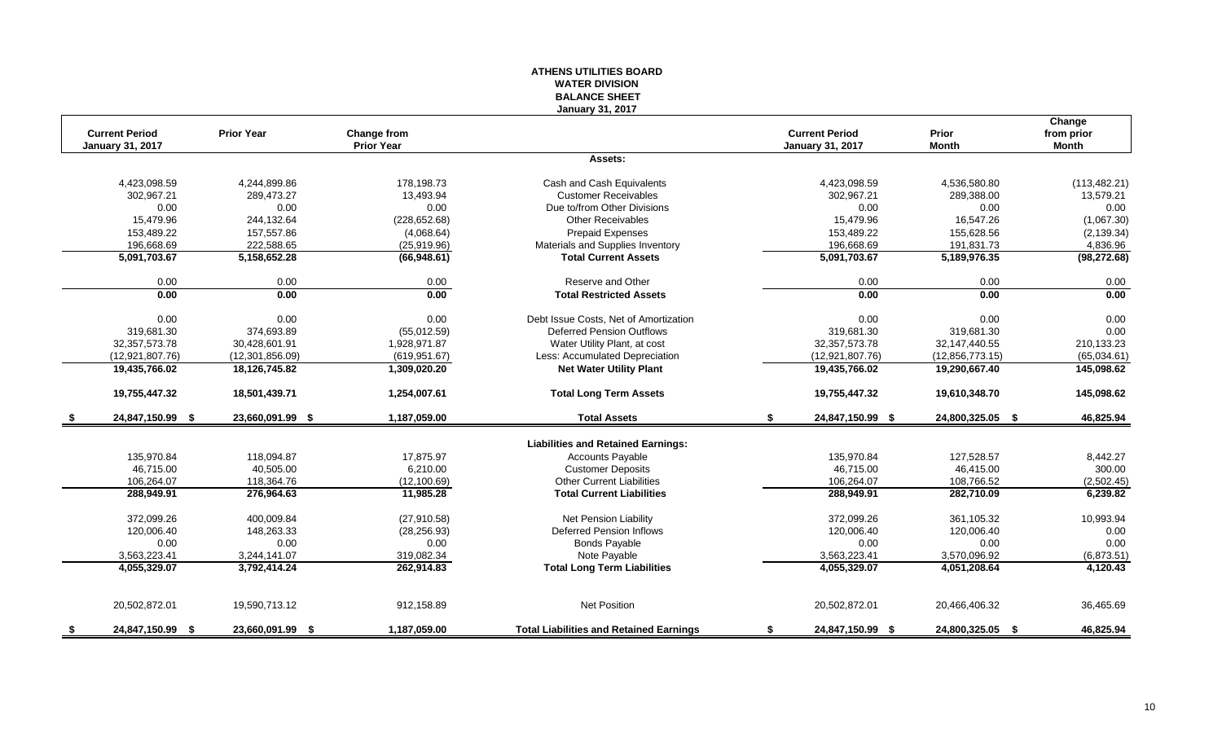# ATHENS UTILITIES BOARD
## WATER DIVISION
## BALANCE SHEET
### January 31, 2017

| Current Period January 31, 2017 | Prior Year | Change from Prior Year | | Current Period January 31, 2017 | Prior Month | Change from prior Month |
|---|---|---|---|---|---|---|
| | | | **Assets:** | | | |
| 4,423,098.59 | 4,244,899.86 | 178,198.73 | Cash and Cash Equivalents | 4,423,098.59 | 4,536,580.80 | (113,482.21) |
| 302,967.21 | 289,473.27 | 13,493.94 | Customer Receivables | 302,967.21 | 289,388.00 | 13,579.21 |
| 0.00 | 0.00 | 0.00 | Due to/from Other Divisions | 0.00 | 0.00 | 0.00 |
| 15,479.96 | 244,132.64 | (228,652.68) | Other Receivables | 15,479.96 | 16,547.26 | (1,067.30) |
| 153,489.22 | 157,557.86 | (4,068.64) | Prepaid Expenses | 153,489.22 | 155,628.56 | (2,139.34) |
| 196,668.69 | 222,588.65 | (25,919.96) | Materials and Supplies Inventory | 196,668.69 | 191,831.73 | 4,836.96 |
| **5,091,703.67** | **5,158,652.28** | **(66,948.61)** | **Total Current Assets** | **5,091,703.67** | **5,189,976.35** | **(98,272.68)** |
| 0.00 | 0.00 | 0.00 | Reserve and Other | 0.00 | 0.00 | 0.00 |
| **0.00** | **0.00** | **0.00** | **Total Restricted Assets** | **0.00** | **0.00** | **0.00** |
| 0.00 | 0.00 | 0.00 | Debt Issue Costs, Net of Amortization | 0.00 | 0.00 | 0.00 |
| 319,681.30 | 374,693.89 | (55,012.59) | Deferred Pension Outflows | 319,681.30 | 319,681.30 | 0.00 |
| 32,357,573.78 | 30,428,601.91 | 1,928,971.87 | Water Utility Plant, at cost | 32,357,573.78 | 32,147,440.55 | 210,133.23 |
| (12,921,807.76) | (12,301,856.09) | (619,951.67) | Less: Accumulated Depreciation | (12,921,807.76) | (12,856,773.15) | (65,034.61) |
| **19,435,766.02** | **18,126,745.82** | **1,309,020.20** | **Net Water Utility Plant** | **19,435,766.02** | **19,290,667.40** | **145,098.62** |
| **19,755,447.32** | **18,501,439.71** | **1,254,007.61** | **Total Long Term Assets** | **19,755,447.32** | **19,610,348.70** | **145,098.62** |
| **$ 24,847,150.99** | **$ 23,660,091.99** | **$ 1,187,059.00** | **Total Assets** | **$ 24,847,150.99** | **$ 24,800,325.05** | **$ 46,825.94** |
| | | | **Liabilities and Retained Earnings:** | | | |
| 135,970.84 | 118,094.87 | 17,875.97 | Accounts Payable | 135,970.84 | 127,528.57 | 8,442.27 |
| 46,715.00 | 40,505.00 | 6,210.00 | Customer Deposits | 46,715.00 | 46,415.00 | 300.00 |
| 106,264.07 | 118,364.76 | (12,100.69) | Other Current Liabilities | 106,264.07 | 108,766.52 | (2,502.45) |
| **288,949.91** | **276,964.63** | **11,985.28** | **Total Current Liabilities** | **288,949.91** | **282,710.09** | **6,239.82** |
| 372,099.26 | 400,009.84 | (27,910.58) | Net Pension Liability | 372,099.26 | 361,105.32 | 10,993.94 |
| 120,006.40 | 148,263.33 | (28,256.93) | Deferred Pension Inflows | 120,006.40 | 120,006.40 | 0.00 |
| 0.00 | 0.00 | 0.00 | Bonds Payable | 0.00 | 0.00 | 0.00 |
| 3,563,223.41 | 3,244,141.07 | 319,082.34 | Note Payable | 3,563,223.41 | 3,570,096.92 | (6,873.51) |
| **4,055,329.07** | **3,792,414.24** | **262,914.83** | **Total Long Term Liabilities** | **4,055,329.07** | **4,051,208.64** | **4,120.43** |
| 20,502,872.01 | 19,590,713.12 | 912,158.89 | Net Position | 20,502,872.01 | 20,466,406.32 | 36,465.69 |
| **$ 24,847,150.99** | **$ 23,660,091.99** | **$ 1,187,059.00** | **Total Liabilities and Retained Earnings** | **$ 24,847,150.99** | **$ 24,800,325.05** | **$ 46,825.94** |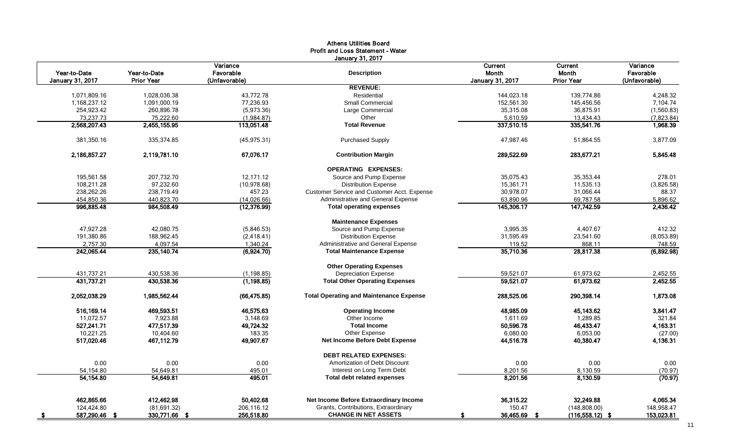**Athens Utilities Board**
**Profit and Loss Statement - Water**
**January 31, 2017**

| Year-to-Date January 31, 2017 | Year-to-Date Prior Year | Variance Favorable (Unfavorable) | Description | Current Month January 31, 2017 | Current Month Prior Year | Variance Favorable (Unfavorable) |
|---|---|---|---|---|---|---|
| | | | **REVENUE:** | | | |
| 1,071,809.16 | 1,028,036.38 | 43,772.78 | Residential | 144,023.18 | 139,774.86 | 4,248.32 |
| 1,168,237.12 | 1,091,000.19 | 77,236.93 | Small Commercial | 152,561.30 | 145,456.56 | 7,104.74 |
| 254,923.42 | 260,896.78 | (5,973.36) | Large Commercial | 35,315.08 | 36,875.91 | (1,560.83) |
| 73,237.73 | 75,222.60 | (1,984.87) | Other | 5,610.59 | 13,434.43 | (7,823.84) |
| **2,568,207.43** | **2,455,155.95** | **113,051.48** | **Total Revenue** | **337,510.15** | **335,541.76** | **1,968.39** |
| 381,350.16 | 335,374.85 | (45,975.31) | Purchased Supply | 47,987.46 | 51,864.55 | 3,877.09 |
| **2,186,857.27** | **2,119,781.10** | **67,076.17** | **Contribution Margin** | **289,522.69** | **283,677.21** | **5,845.48** |
| | | | **OPERATING EXPENSES:** | | | |
| 195,561.58 | 207,732.70 | 12,171.12 | Source and Pump Expense | 35,075.43 | 35,353.44 | 278.01 |
| 108,211.28 | 97,232.60 | (10,978.68) | Distribution Expense | 15,361.71 | 11,535.13 | (3,826.58) |
| 238,262.26 | 238,719.49 | 457.23 | Customer Service and Customer Acct. Expense | 30,978.07 | 31,066.44 | 88.37 |
| 454,850.36 | 440,823.70 | (14,026.66) | Administrative and General Expense | 63,890.96 | 69,787.58 | 5,896.62 |
| **996,885.48** | **984,508.49** | **(12,376.99)** | **Total operating expenses** | **145,306.17** | **147,742.59** | **2,436.42** |
| | | | **Maintenance Expenses** | | | |
| 47,927.28 | 42,080.75 | (5,846.53) | Source and Pump Expense | 3,995.35 | 4,407.67 | 412.32 |
| 191,380.86 | 188,962.45 | (2,418.41) | Distribution Expense | 31,595.49 | 23,541.60 | (8,053.89) |
| 2,757.30 | 4,097.54 | 1,340.24 | Administrative and General Expense | 119.52 | 868.11 | 748.59 |
| **242,065.44** | **235,140.74** | **(6,924.70)** | **Total Maintenance Expense** | **35,710.36** | **28,817.38** | **(6,892.98)** |
| | | | **Other Operating Expenses** | | | |
| 431,737.21 | 430,538.36 | (1,198.85) | Depreciation Expense | 59,521.07 | 61,973.62 | 2,452.55 |
| **431,737.21** | **430,538.36** | **(1,198.85)** | **Total Other Operating Expenses** | **59,521.07** | **61,973.62** | **2,452.55** |
| **2,052,038.29** | **1,985,562.44** | **(66,475.85)** | **Total Operating and Maintenance Expense** | **288,525.06** | **290,398.14** | **1,873.08** |
| **516,169.14** | **469,593.51** | **46,575.63** | **Operating Income** | **48,985.09** | **45,143.62** | **3,841.47** |
| 11,072.57 | 7,923.88 | 3,148.69 | Other Income | 1,611.69 | 1,289.85 | 321.84 |
| **527,241.71** | **477,517.39** | **49,724.32** | **Total Income** | **50,596.78** | **46,433.47** | **4,163.31** |
| 10,221.25 | 10,404.60 | 183.35 | Other Expense | 6,080.00 | 6,053.00 | (27.00) |
| **517,020.46** | **467,112.79** | **49,907.67** | **Net Income Before Debt Expense** | **44,516.78** | **40,380.47** | **4,136.31** |
| | | | **DEBT RELATED EXPENSES:** | | | |
| 0.00 | 0.00 | 0.00 | Amortization of Debt Discount | 0.00 | 0.00 | 0.00 |
| 54,154.80 | 54,649.81 | 495.01 | Interest on Long Term Debt | 8,201.56 | 8,130.59 | (70.97) |
| **54,154.80** | **54,649.81** | **495.01** | **Total debt related expenses** | **8,201.56** | **8,130.59** | **(70.97)** |
| **462,865.66** | **412,462.98** | **50,402.68** | **Net Income Before Extraordinary Income** | **36,315.22** | **32,249.88** | **4,065.34** |
| 124,424.80 | (81,691.32) | 206,116.12 | Grants, Contributions, Extraordinary | 150.47 | (148,808.00) | 148,958.47 |
| **$ 587,290.46** | **$ 330,771.66** | **$ 256,518.80** | **CHANGE IN NET ASSETS** | **$ 36,465.69** | **$ (116,558.12)** | **$ 153,023.81** |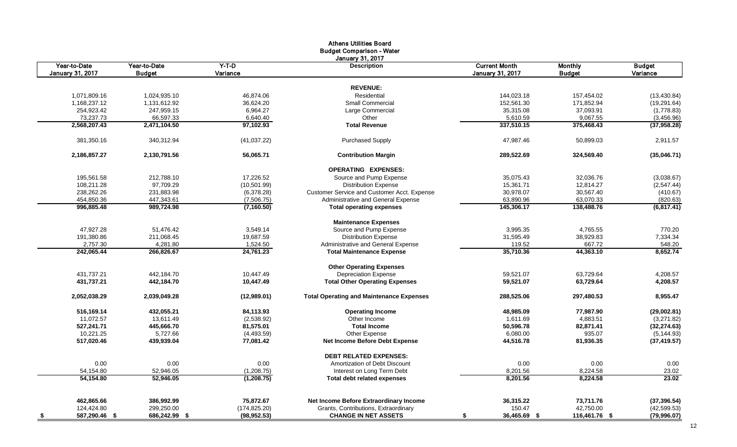# Athens Utilities Board
## Budget Comparison - Water
### January 31, 2017

| Year-to-Date January 31, 2017 | Year-to-Date Budget | Y-T-D Variance | Description | Current Month January 31, 2017 | Monthly Budget | Budget Variance |
|---|---|---|---|---|---|---|
| | | | **REVENUE:** | | | |
| 1,071,809.16 | 1,024,935.10 | 46,874.06 | Residential | 144,023.18 | 157,454.02 | (13,430.84) |
| 1,168,237.12 | 1,131,612.92 | 36,624.20 | Small Commercial | 152,561.30 | 171,852.94 | (19,291.64) |
| 254,923.42 | 247,959.15 | 6,964.27 | Large Commercial | 35,315.08 | 37,093.91 | (1,778.83) |
| 73,237.73 | 66,597.33 | 6,640.40 | Other | 5,610.59 | 9,067.55 | (3,456.96) |
| **2,568,207.43** | **2,471,104.50** | **97,102.93** | **Total Revenue** | **337,510.15** | **375,468.43** | **(37,958.28)** |
| 381,350.16 | 340,312.94 | (41,037.22) | Purchased Supply | 47,987.46 | 50,899.03 | 2,911.57 |
| **2,186,857.27** | **2,130,791.56** | **56,065.71** | **Contribution Margin** | **289,522.69** | **324,569.40** | **(35,046.71)** |
| | | | **OPERATING EXPENSES:** | | | |
| 195,561.58 | 212,788.10 | 17,226.52 | Source and Pump Expense | 35,075.43 | 32,036.76 | (3,038.67) |
| 108,211.28 | 97,709.29 | (10,501.99) | Distribution Expense | 15,361.71 | 12,814.27 | (2,547.44) |
| 238,262.26 | 231,883.98 | (6,378.28) | Customer Service and Customer Acct. Expense | 30,978.07 | 30,567.40 | (410.67) |
| 454,850.36 | 447,343.61 | (7,506.75) | Administrative and General Expense | 63,890.96 | 63,070.33 | (820.63) |
| **996,885.48** | **989,724.98** | **(7,160.50)** | **Total operating expenses** | **145,306.17** | **138,488.76** | **(6,817.41)** |
| | | | **Maintenance Expenses** | | | |
| 47,927.28 | 51,476.42 | 3,549.14 | Source and Pump Expense | 3,995.35 | 4,765.55 | 770.20 |
| 191,380.86 | 211,068.45 | 19,687.59 | Distribution Expense | 31,595.49 | 38,929.83 | 7,334.34 |
| 2,757.30 | 4,281.80 | 1,524.50 | Administrative and General Expense | 119.52 | 667.72 | 548.20 |
| **242,065.44** | **266,826.67** | **24,761.23** | **Total Maintenance Expense** | **35,710.36** | **44,363.10** | **8,652.74** |
| | | | **Other Operating Expenses** | | | |
| 431,737.21 | 442,184.70 | 10,447.49 | Depreciation Expense | 59,521.07 | 63,729.64 | 4,208.57 |
| **431,737.21** | **442,184.70** | **10,447.49** | **Total Other Operating Expenses** | **59,521.07** | **63,729.64** | **4,208.57** |
| **2,052,038.29** | **2,039,049.28** | **(12,989.01)** | **Total Operating and Maintenance Expenses** | **288,525.06** | **297,480.53** | **8,955.47** |
| **516,169.14** | **432,055.21** | **84,113.93** | **Operating Income** | **48,985.09** | **77,987.90** | **(29,002.81)** |
| 11,072.57 | 13,611.49 | (2,538.92) | Other Income | 1,611.69 | 4,883.51 | (3,271.82) |
| **527,241.71** | **445,666.70** | **81,575.01** | **Total Income** | **50,596.78** | **82,871.41** | **(32,274.63)** |
| 10,221.25 | 5,727.66 | (4,493.59) | Other Expense | 6,080.00 | 935.07 | (5,144.93) |
| **517,020.46** | **439,939.04** | **77,081.42** | **Net Income Before Debt Expense** | **44,516.78** | **81,936.35** | **(37,419.57)** |
| | | | **DEBT RELATED EXPENSES:** | | | |
| 0.00 | 0.00 | 0.00 | Amortization of Debt Discount | 0.00 | 0.00 | 0.00 |
| 54,154.80 | 52,946.05 | (1,208.75) | Interest on Long Term Debt | 8,201.56 | 8,224.58 | 23.02 |
| **54,154.80** | **52,946.05** | **(1,208.75)** | **Total debt related expenses** | **8,201.56** | **8,224.58** | **23.02** |
| **462,865.66** | **386,992.99** | **75,872.67** | **Net Income Before Extraordinary Income** | **36,315.22** | **73,711.76** | **(37,396.54)** |
| 124,424.80 | 299,250.00 | (174,825.20) | Grants, Contributions, Extraordinary | 150.47 | 42,750.00 | (42,599.53) |
| **$ 587,290.46** | **$ 686,242.99** | **$ (98,952.53)** | **CHANGE IN NET ASSETS** | **$ 36,465.69** | **$ 116,461.76** | **$ (79,996.07)** |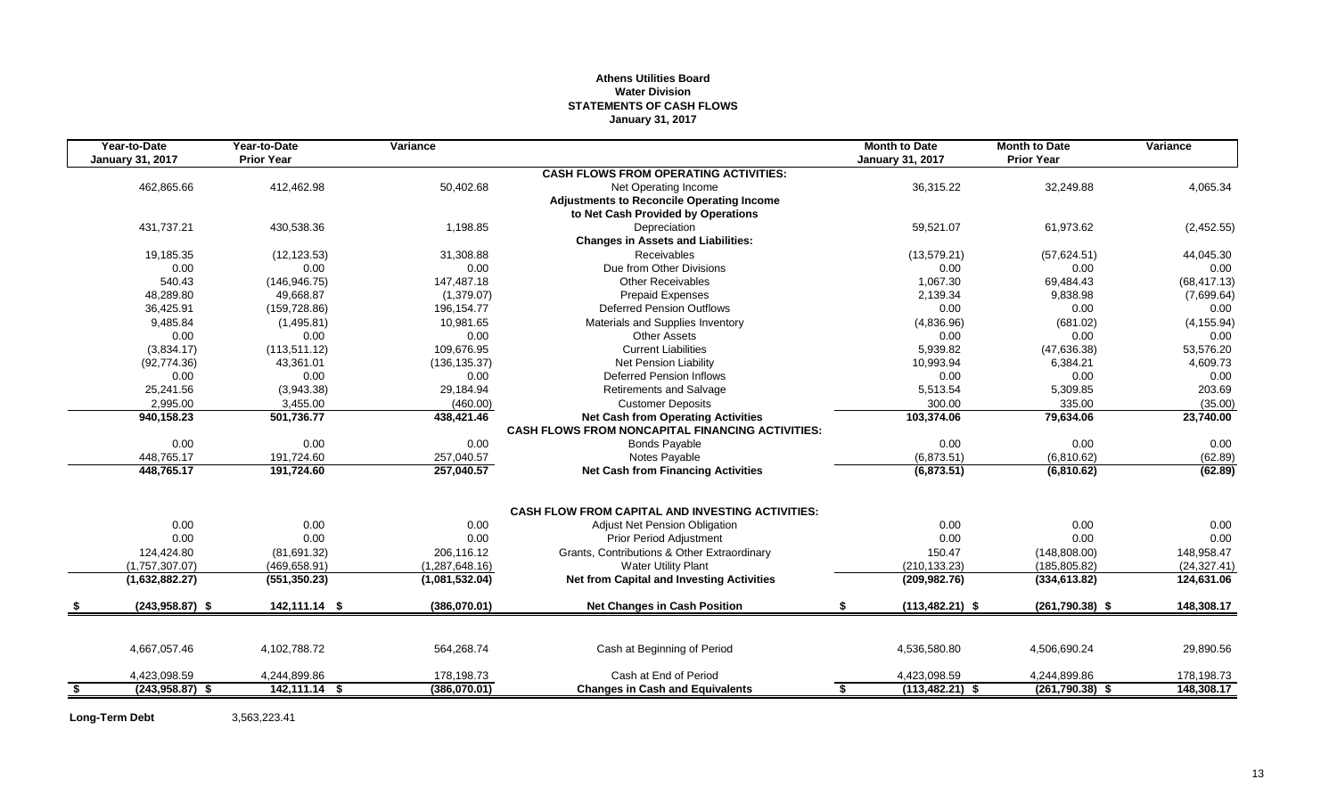**Athens Utilities Board**
**Water Division**
**STATEMENTS OF CASH FLOWS**
**January 31, 2017**

| Year-to-Date January 31, 2017 | Year-to-Date Prior Year | Variance | | Month to Date January 31, 2017 | Month to Date Prior Year | Variance |
|---|---|---|---|---|---|---|
| | | | **CASH FLOWS FROM OPERATING ACTIVITIES:** | | | |
| 462,865.66 | 412,462.98 | 50,402.68 | Net Operating Income | 36,315.22 | 32,249.88 | 4,065.34 |
| | | | **Adjustments to Reconcile Operating Income** | | | |
| | | | **to Net Cash Provided by Operations** | | | |
| 431,737.21 | 430,538.36 | 1,198.85 | Depreciation | 59,521.07 | 61,973.62 | (2,452.55) |
| | | | **Changes in Assets and Liabilities:** | | | |
| 19,185.35 | (12,123.53) | 31,308.88 | Receivables | (13,579.21) | (57,624.51) | 44,045.30 |
| 0.00 | 0.00 | 0.00 | Due from Other Divisions | 0.00 | 0.00 | 0.00 |
| 540.43 | (146,946.75) | 147,487.18 | Other Receivables | 1,067.30 | 69,484.43 | (68,417.13) |
| 48,289.80 | 49,668.87 | (1,379.07) | Prepaid Expenses | 2,139.34 | 9,838.98 | (7,699.64) |
| 36,425.91 | (159,728.86) | 196,154.77 | Deferred Pension Outflows | 0.00 | 0.00 | 0.00 |
| 9,485.84 | (1,495.81) | 10,981.65 | Materials and Supplies Inventory | (4,836.96) | (681.02) | (4,155.94) |
| 0.00 | 0.00 | 0.00 | Other Assets | 0.00 | 0.00 | 0.00 |
| (3,834.17) | (113,511.12) | 109,676.95 | Current Liabilities | 5,939.82 | (47,636.38) | 53,576.20 |
| (92,774.36) | 43,361.01 | (136,135.37) | Net Pension Liability | 10,993.94 | 6,384.21 | 4,609.73 |
| 0.00 | 0.00 | 0.00 | Deferred Pension Inflows | 0.00 | 0.00 | 0.00 |
| 25,241.56 | (3,943.38) | 29,184.94 | Retirements and Salvage | 5,513.54 | 5,309.85 | 203.69 |
| 2,995.00 | 3,455.00 | (460.00) | Customer Deposits | 300.00 | 335.00 | (35.00) |
| **940,158.23** | **501,736.77** | **438,421.46** | **Net Cash from Operating Activities** | **103,374.06** | **79,634.06** | **23,740.00** |
| | | | **CASH FLOWS FROM NONCAPITAL FINANCING ACTIVITIES:** | | | |
| 0.00 | 0.00 | 0.00 | Bonds Payable | 0.00 | 0.00 | 0.00 |
| 448,765.17 | 191,724.60 | 257,040.57 | Notes Payable | (6,873.51) | (6,810.62) | (62.89) |
| **448,765.17** | **191,724.60** | **257,040.57** | **Net Cash from Financing Activities** | **(6,873.51)** | **(6,810.62)** | **(62.89)** |
| | | | **CASH FLOW FROM CAPITAL AND INVESTING ACTIVITIES:** | | | |
| 0.00 | 0.00 | 0.00 | Adjust Net Pension Obligation | 0.00 | 0.00 | 0.00 |
| 0.00 | 0.00 | 0.00 | Prior Period Adjustment | 0.00 | 0.00 | 0.00 |
| 124,424.80 | (81,691.32) | 206,116.12 | Grants, Contributions & Other Extraordinary | 150.47 | (148,808.00) | 148,958.47 |
| (1,757,307.07) | (469,658.91) | (1,287,648.16) | Water Utility Plant | (210,133.23) | (185,805.82) | (24,327.41) |
| **(1,632,882.27)** | **(551,350.23)** | **(1,081,532.04)** | **Net from Capital and Investing Activities** | **(209,982.76)** | **(334,613.82)** | **124,631.06** |
| **$ (243,958.87)** | **$ 142,111.14** | **$ (386,070.01)** | **Net Changes in Cash Position** | **$ (113,482.21)** | **$ (261,790.38)** | **$ 148,308.17** |
| 4,667,057.46 | 4,102,788.72 | 564,268.74 | Cash at Beginning of Period | 4,536,580.80 | 4,506,690.24 | 29,890.56 |
| 4,423,098.59 | 4,244,899.86 | 178,198.73 | Cash at End of Period | 4,423,098.59 | 4,244,899.86 | 178,198.73 |
| **$ (243,958.87)** | **$ 142,111.14** | **$ (386,070.01)** | **Changes in Cash and Equivalents** | **$ (113,482.21)** | **$ (261,790.38)** | **$ 148,308.17** |

**Long-Term Debt** 3,563,223.41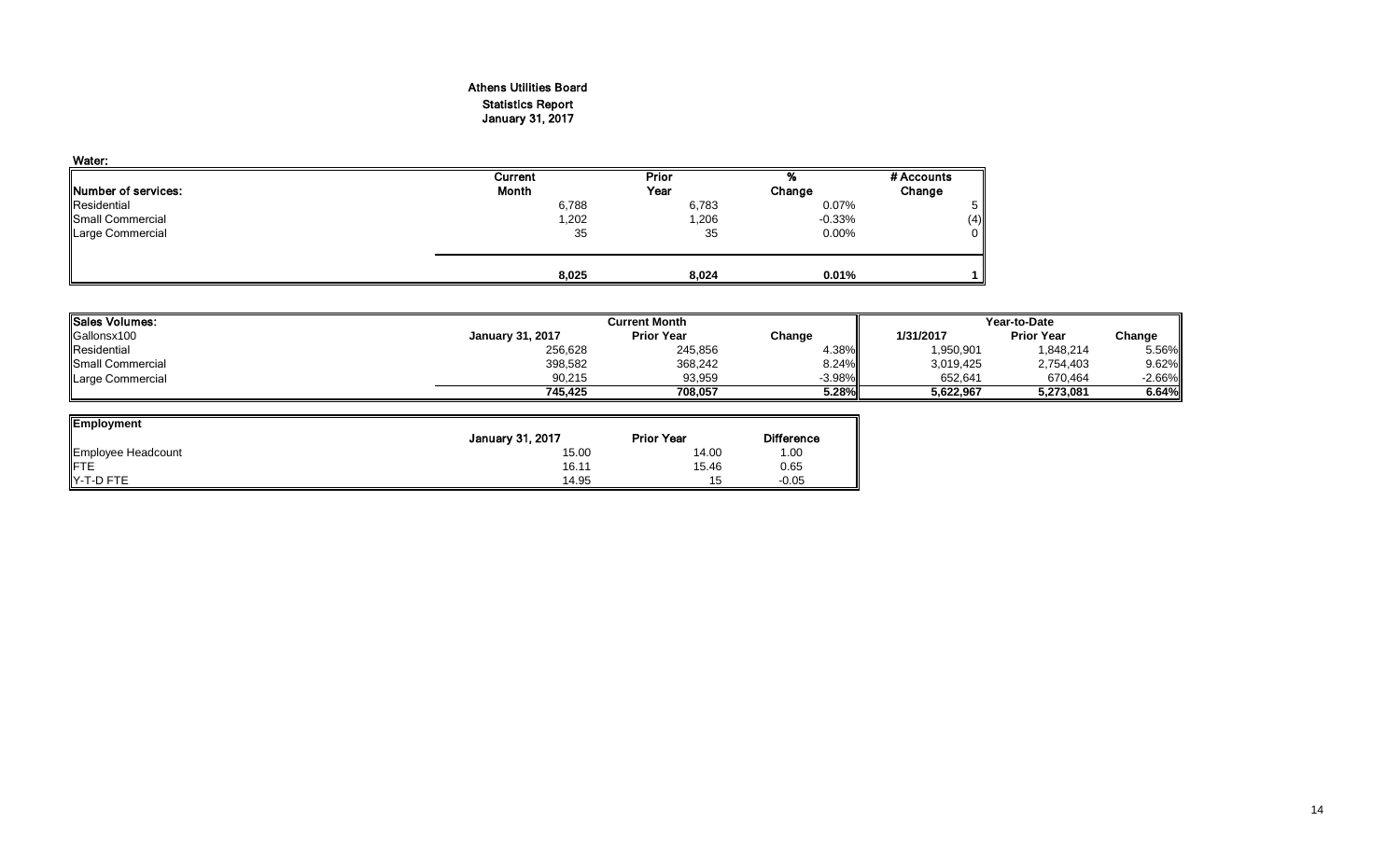# Athens Utilities Board
## Statistics Report
## January 31, 2017

**Water:**

| Number of services: | Current Month | Prior Year | % Change | # Accounts Change |
|---|---|---|---|---|
| Residential | 6,788 | 6,783 | 0.07% | 5 |
| Small Commercial | 1,202 | 1,206 | -0.33% | (4) |
| Large Commercial | 35 | 35 | 0.00% | 0 |
| | **8,025** | **8,024** | **0.01%** | **1** |

| Sales Volumes: | Current Month | | | Year-to-Date | | |
|---|---|---|---|---|---|---|
| Gallonsx100 | January 31, 2017 | Prior Year | Change | 1/31/2017 | Prior Year | Change |
| Residential | 256,628 | 245,856 | 4.38% | 1,950,901 | 1,848,214 | 5.56% |
| Small Commercial | 398,582 | 368,242 | 8.24% | 3,019,425 | 2,754,403 | 9.62% |
| Large Commercial | 90,215 | 93,959 | -3.98% | 652,641 | 670,464 | -2.66% |
| | **745,425** | **708,057** | **5.28%** | **5,622,967** | **5,273,081** | **6.64%** |

| Employment | January 31, 2017 | Prior Year | Difference |
|---|---|---|---|
| Employee Headcount | 15.00 | 14.00 | 1.00 |
| FTE | 16.11 | 15.46 | 0.65 |
| Y-T-D FTE | 14.95 | 15 | -0.05 |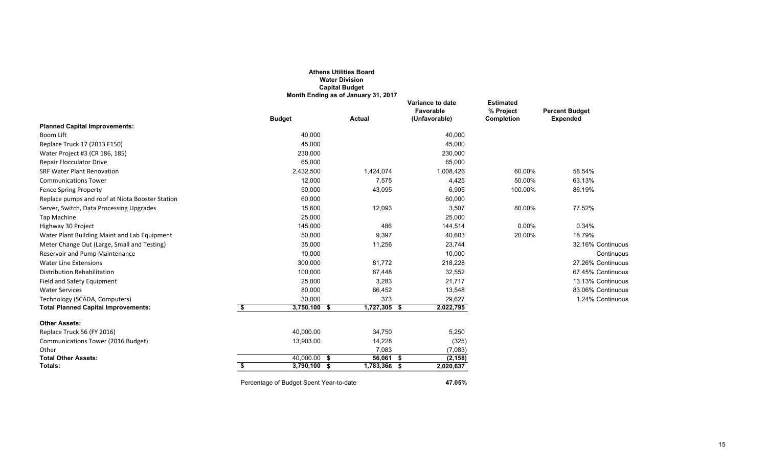**Athens Utilities Board**
**Water Division**
**Capital Budget**
**Month Ending as of January 31, 2017**

| | Budget | Actual | Variance to date Favorable (Unfavorable) | Estimated % Project Completion | Percent Budget Expended | |
|---|---|---|---|---|---|---|
| **Planned Capital Improvements:** | | | | | | |
| Boom Lift | 40,000 | | 40,000 | | | |
| Replace Truck 17 (2013 F150) | 45,000 | | 45,000 | | | |
| Water Project #3 (CR 186, 185) | 230,000 | | 230,000 | | | |
| Repair Flocculator Drive | 65,000 | | 65,000 | | | |
| SRF Water Plant Renovation | 2,432,500 | 1,424,074 | 1,008,426 | 60.00% | 58.54% | |
| Communications Tower | 12,000 | 7,575 | 4,425 | 50.00% | 63.13% | |
| Fence Spring Property | 50,000 | 43,095 | 6,905 | 100.00% | 86.19% | |
| Replace pumps and roof at Niota Booster Station | 60,000 | | 60,000 | | | |
| Server, Switch, Data Processing Upgrades | 15,600 | 12,093 | 3,507 | 80.00% | 77.52% | |
| Tap Machine | 25,000 | | 25,000 | | | |
| Highway 30 Project | 145,000 | 486 | 144,514 | 0.00% | 0.34% | |
| Water Plant Building Maint and Lab Equipment | 50,000 | 9,397 | 40,603 | 20.00% | 18.79% | |
| Meter Change Out (Large, Small and Testing) | 35,000 | 11,256 | 23,744 | | 32.16% | Continuous |
| Reservoir and Pump Maintenance | 10,000 | | 10,000 | | | Continuous |
| Water Line Extensions | 300,000 | 81,772 | 218,228 | | 27.26% | Continuous |
| Distribution Rehabilitation | 100,000 | 67,448 | 32,552 | | 67.45% | Continuous |
| Field and Safety Equipment | 25,000 | 3,283 | 21,717 | | 13.13% | Continuous |
| Water Services | 80,000 | 66,452 | 13,548 | | 83.06% | Continuous |
| Technology (SCADA, Computers) | 30,000 | 373 | 29,627 | | 1.24% | Continuous |
| **Total Planned Capital Improvements:** | $ 3,750,100 | $ 1,727,305 | $ 2,022,795 | | | |
| | | | | | | |
| **Other Assets:** | | | | | | |
| Replace Truck 56 (FY 2016) | 40,000.00 | 34,750 | 5,250 | | | |
| Communications Tower (2016 Budget) | 13,903.00 | 14,228 | (325) | | | |
| Other | | 7,083 | (7,083) | | | |
| **Total Other Assets:** | 40,000.00 | $ 56,061 | $ (2,158) | | | |
| **Totals:** | $ 3,790,100 | $ 1,783,366 | $ 2,020,637 | | | |

Percentage of Budget Spent Year-to-date **47.05%**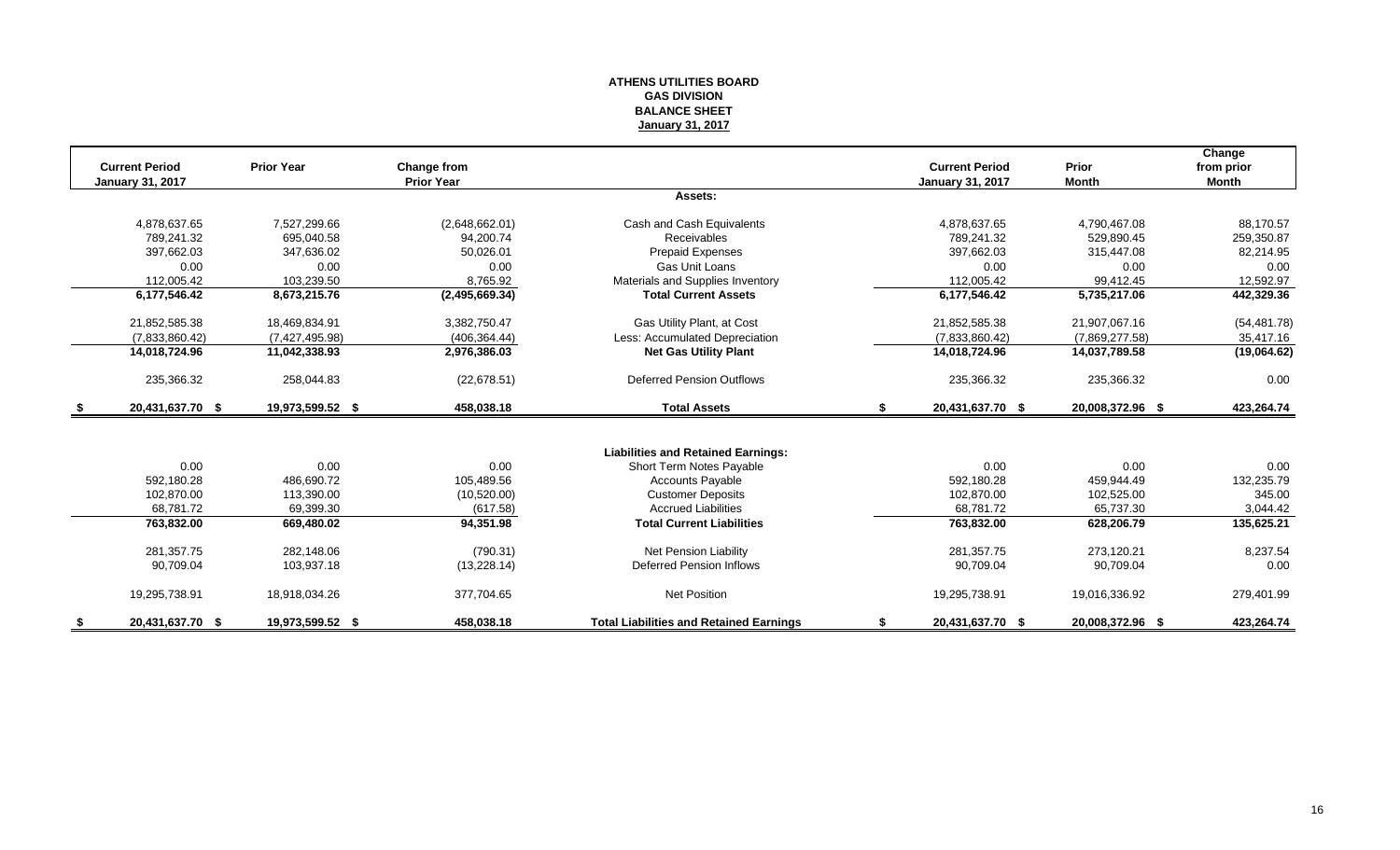**ATHENS UTILITIES BOARD**
**GAS DIVISION**
**BALANCE SHEET**
**January 31, 2017**

| Current Period January 31, 2017 | Prior Year | Change from Prior Year | | Current Period January 31, 2017 | Prior Month | Change from prior Month |
|---|---|---|---|---|---|---|
| | | | **Assets:** | | | |
| 4,878,637.65 | 7,527,299.66 | (2,648,662.01) | Cash and Cash Equivalents | 4,878,637.65 | 4,790,467.08 | 88,170.57 |
| 789,241.32 | 695,040.58 | 94,200.74 | Receivables | 789,241.32 | 529,890.45 | 259,350.87 |
| 397,662.03 | 347,636.02 | 50,026.01 | Prepaid Expenses | 397,662.03 | 315,447.08 | 82,214.95 |
| 0.00 | 0.00 | 0.00 | Gas Unit Loans | 0.00 | 0.00 | 0.00 |
| 112,005.42 | 103,239.50 | 8,765.92 | Materials and Supplies Inventory | 112,005.42 | 99,412.45 | 12,592.97 |
| **6,177,546.42** | **8,673,215.76** | **(2,495,669.34)** | **Total Current Assets** | **6,177,546.42** | **5,735,217.06** | **442,329.36** |
| 21,852,585.38 | 18,469,834.91 | 3,382,750.47 | Gas Utility Plant, at Cost | 21,852,585.38 | 21,907,067.16 | (54,481.78) |
| (7,833,860.42) | (7,427,495.98) | (406,364.44) | Less: Accumulated Depreciation | (7,833,860.42) | (7,869,277.58) | 35,417.16 |
| **14,018,724.96** | **11,042,338.93** | **2,976,386.03** | **Net Gas Utility Plant** | **14,018,724.96** | **14,037,789.58** | **(19,064.62)** |
| 235,366.32 | 258,044.83 | (22,678.51) | Deferred Pension Outflows | 235,366.32 | 235,366.32 | 0.00 |
| **$ 20,431,637.70** | **$ 19,973,599.52** | **$ 458,038.18** | **Total Assets** | **$ 20,431,637.70** | **$ 20,008,372.96** | **$ 423,264.74** |
| | | | **Liabilities and Retained Earnings:** | | | |
| 0.00 | 0.00 | 0.00 | Short Term Notes Payable | 0.00 | 0.00 | 0.00 |
| 592,180.28 | 486,690.72 | 105,489.56 | Accounts Payable | 592,180.28 | 459,944.49 | 132,235.79 |
| 102,870.00 | 113,390.00 | (10,520.00) | Customer Deposits | 102,870.00 | 102,525.00 | 345.00 |
| 68,781.72 | 69,399.30 | (617.58) | Accrued Liabilities | 68,781.72 | 65,737.30 | 3,044.42 |
| **763,832.00** | **669,480.02** | **94,351.98** | **Total Current Liabilities** | **763,832.00** | **628,206.79** | **135,625.21** |
| 281,357.75 | 282,148.06 | (790.31) | Net Pension Liability | 281,357.75 | 273,120.21 | 8,237.54 |
| 90,709.04 | 103,937.18 | (13,228.14) | Deferred Pension Inflows | 90,709.04 | 90,709.04 | 0.00 |
| 19,295,738.91 | 18,918,034.26 | 377,704.65 | Net Position | 19,295,738.91 | 19,016,336.92 | 279,401.99 |
| **$ 20,431,637.70** | **$ 19,973,599.52** | **$ 458,038.18** | **Total Liabilities and Retained Earnings** | **$ 20,431,637.70** | **$ 20,008,372.96** | **$ 423,264.74** |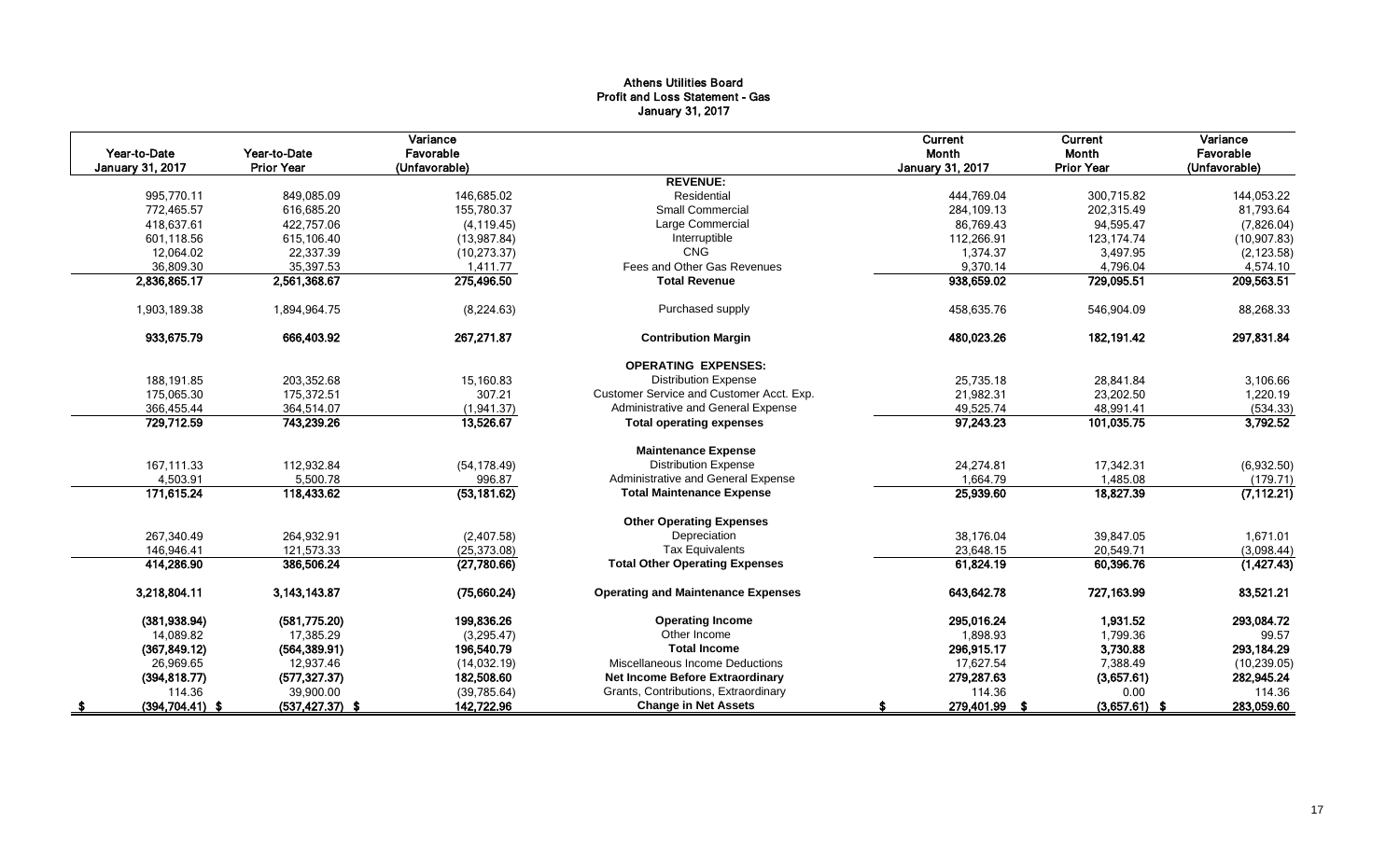# Athens Utilities Board
## Profit and Loss Statement - Gas
### January 31, 2017

| Year-to-Date January 31, 2017 | Year-to-Date Prior Year | Variance Favorable (Unfavorable) | | Current Month January 31, 2017 | Current Month Prior Year | Variance Favorable (Unfavorable) |
|---|---|---|---|---|---|---|
| | | | **REVENUE:** | | | |
| 995,770.11 | 849,085.09 | 146,685.02 | Residential | 444,769.04 | 300,715.82 | 144,053.22 |
| 772,465.57 | 616,685.20 | 155,780.37 | Small Commercial | 284,109.13 | 202,315.49 | 81,793.64 |
| 418,637.61 | 422,757.06 | (4,119.45) | Large Commercial | 86,769.43 | 94,595.47 | (7,826.04) |
| 601,118.56 | 615,106.40 | (13,987.84) | Interruptible | 112,266.91 | 123,174.74 | (10,907.83) |
| 12,064.02 | 22,337.39 | (10,273.37) | CNG | 1,374.37 | 3,497.95 | (2,123.58) |
| 36,809.30 | 35,397.53 | 1,411.77 | Fees and Other Gas Revenues | 9,370.14 | 4,796.04 | 4,574.10 |
| **2,836,865.17** | **2,561,368.67** | **275,496.50** | **Total Revenue** | **938,659.02** | **729,095.51** | **209,563.51** |
| 1,903,189.38 | 1,894,964.75 | (8,224.63) | Purchased supply | 458,635.76 | 546,904.09 | 88,268.33 |
| **933,675.79** | **666,403.92** | **267,271.87** | **Contribution Margin** | **480,023.26** | **182,191.42** | **297,831.84** |
| | | | **OPERATING EXPENSES:** | | | |
| 188,191.85 | 203,352.68 | 15,160.83 | Distribution Expense | 25,735.18 | 28,841.84 | 3,106.66 |
| 175,065.30 | 175,372.51 | 307.21 | Customer Service and Customer Acct. Exp. | 21,982.31 | 23,202.50 | 1,220.19 |
| 366,455.44 | 364,514.07 | (1,941.37) | Administrative and General Expense | 49,525.74 | 48,991.41 | (534.33) |
| **729,712.59** | **743,239.26** | **13,526.67** | **Total operating expenses** | **97,243.23** | **101,035.75** | **3,792.52** |
| | | | **Maintenance Expense** | | | |
| 167,111.33 | 112,932.84 | (54,178.49) | Distribution Expense | 24,274.81 | 17,342.31 | (6,932.50) |
| 4,503.91 | 5,500.78 | 996.87 | Administrative and General Expense | 1,664.79 | 1,485.08 | (179.71) |
| **171,615.24** | **118,433.62** | **(53,181.62)** | **Total Maintenance Expense** | **25,939.60** | **18,827.39** | **(7,112.21)** |
| | | | **Other Operating Expenses** | | | |
| 267,340.49 | 264,932.91 | (2,407.58) | Depreciation | 38,176.04 | 39,847.05 | 1,671.01 |
| 146,946.41 | 121,573.33 | (25,373.08) | Tax Equivalents | 23,648.15 | 20,549.71 | (3,098.44) |
| **414,286.90** | **386,506.24** | **(27,780.66)** | **Total Other Operating Expenses** | **61,824.19** | **60,396.76** | **(1,427.43)** |
| **3,218,804.11** | **3,143,143.87** | **(75,660.24)** | **Operating and Maintenance Expenses** | **643,642.78** | **727,163.99** | **83,521.21** |
| **(381,938.94)** | **(581,775.20)** | **199,836.26** | **Operating Income** | **295,016.24** | **1,931.52** | **293,084.72** |
| 14,089.82 | 17,385.29 | (3,295.47) | Other Income | 1,898.93 | 1,799.36 | 99.57 |
| **(367,849.12)** | **(564,389.91)** | **196,540.79** | **Total Income** | **296,915.17** | **3,730.88** | **293,184.29** |
| 26,969.65 | 12,937.46 | (14,032.19) | Miscellaneous Income Deductions | 17,627.54 | 7,388.49 | (10,239.05) |
| **(394,818.77)** | **(577,327.37)** | **182,508.60** | **Net Income Before Extraordinary** | **279,287.63** | **(3,657.61)** | **282,945.24** |
| 114.36 | 39,900.00 | (39,785.64) | Grants, Contributions, Extraordinary | 114.36 | 0.00 | 114.36 |
| **$ (394,704.41)** | **$ (537,427.37)** | **$ 142,722.96** | **Change in Net Assets** | **$ 279,401.99** | **$ (3,657.61)** | **$ 283,059.60** |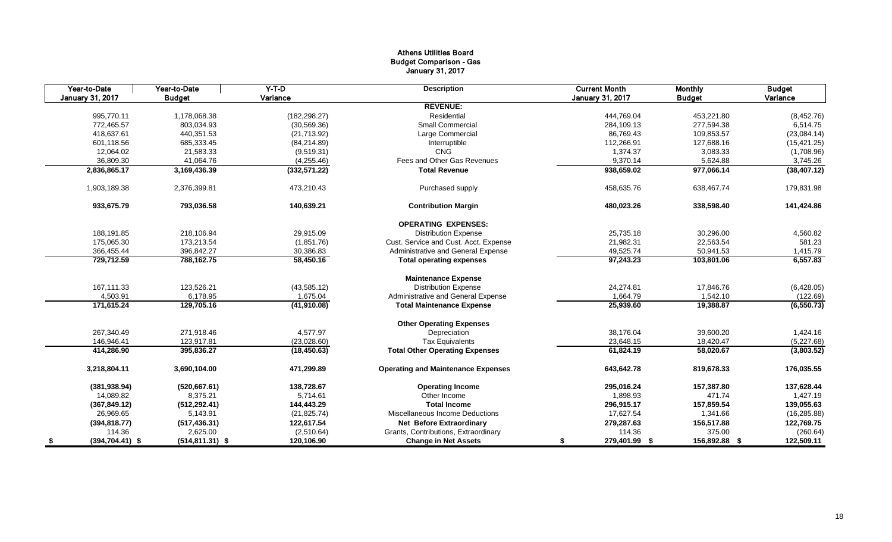# Athens Utilities Board
## Budget Comparison - Gas
### January 31, 2017

| Year-to-Date January 31, 2017 | Year-to-Date Budget | Y-T-D Variance | Description | Current Month January 31, 2017 | Monthly Budget | Budget Variance |
|---|---|---|---|---|---|---|
| | | | **REVENUE:** | | | |
| 995,770.11 | 1,178,068.38 | (182,298.27) | Residential | 444,769.04 | 453,221.80 | (8,452.76) |
| 772,465.57 | 803,034.93 | (30,569.36) | Small Commercial | 284,109.13 | 277,594.38 | 6,514.75 |
| 418,637.61 | 440,351.53 | (21,713.92) | Large Commercial | 86,769.43 | 109,853.57 | (23,084.14) |
| 601,118.56 | 685,333.45 | (84,214.89) | Interruptible | 112,266.91 | 127,688.16 | (15,421.25) |
| 12,064.02 | 21,583.33 | (9,519.31) | CNG | 1,374.37 | 3,083.33 | (1,708.96) |
| 36,809.30 | 41,064.76 | (4,255.46) | Fees and Other Gas Revenues | 9,370.14 | 5,624.88 | 3,745.26 |
| **2,836,865.17** | **3,169,436.39** | **(332,571.22)** | **Total Revenue** | **938,659.02** | **977,066.14** | **(38,407.12)** |
| 1,903,189.38 | 2,376,399.81 | 473,210.43 | Purchased supply | 458,635.76 | 638,467.74 | 179,831.98 |
| **933,675.79** | **793,036.58** | **140,639.21** | **Contribution Margin** | **480,023.26** | **338,598.40** | **141,424.86** |
| | | | **OPERATING EXPENSES:** | | | |
| 188,191.85 | 218,106.94 | 29,915.09 | Distribution Expense | 25,735.18 | 30,296.00 | 4,560.82 |
| 175,065.30 | 173,213.54 | (1,851.76) | Cust. Service and Cust. Acct. Expense | 21,982.31 | 22,563.54 | 581.23 |
| 366,455.44 | 396,842.27 | 30,386.83 | Administrative and General Expense | 49,525.74 | 50,941.53 | 1,415.79 |
| **729,712.59** | **788,162.75** | **58,450.16** | **Total operating expenses** | **97,243.23** | **103,801.06** | **6,557.83** |
| | | | **Maintenance Expense** | | | |
| 167,111.33 | 123,526.21 | (43,585.12) | Distribution Expense | 24,274.81 | 17,846.76 | (6,428.05) |
| 4,503.91 | 6,178.95 | 1,675.04 | Administrative and General Expense | 1,664.79 | 1,542.10 | (122.69) |
| **171,615.24** | **129,705.16** | **(41,910.08)** | **Total Maintenance Expense** | **25,939.60** | **19,388.87** | **(6,550.73)** |
| | | | **Other Operating Expenses** | | | |
| 267,340.49 | 271,918.46 | 4,577.97 | Depreciation | 38,176.04 | 39,600.20 | 1,424.16 |
| 146,946.41 | 123,917.81 | (23,028.60) | Tax Equivalents | 23,648.15 | 18,420.47 | (5,227.68) |
| **414,286.90** | **395,836.27** | **(18,450.63)** | **Total Other Operating Expenses** | **61,824.19** | **58,020.67** | **(3,803.52)** |
| **3,218,804.11** | **3,690,104.00** | **471,299.89** | **Operating and Maintenance Expenses** | **643,642.78** | **819,678.33** | **176,035.55** |
| **(381,938.94)** | **(520,667.61)** | **138,728.67** | **Operating Income** | **295,016.24** | **157,387.80** | **137,628.44** |
| 14,089.82 | 8,375.21 | 5,714.61 | Other Income | 1,898.93 | 471.74 | 1,427.19 |
| **(367,849.12)** | **(512,292.41)** | **144,443.29** | **Total Income** | **296,915.17** | **157,859.54** | **139,055.63** |
| 26,969.65 | 5,143.91 | (21,825.74) | Miscellaneous Income Deductions | 17,627.54 | 1,341.66 | (16,285.88) |
| **(394,818.77)** | **(517,436.31)** | **122,617.54** | **Net Before Extraordinary** | **279,287.63** | **156,517.88** | **122,769.75** |
| 114.36 | 2,625.00 | (2,510.64) | Grants, Contributions, Extraordinary | 114.36 | 375.00 | (260.64) |
| **$ (394,704.41)** | **$ (514,811.31)** | **$ 120,106.90** | **Change in Net Assets** | **$ 279,401.99** | **$ 156,892.88** | **$ 122,509.11** |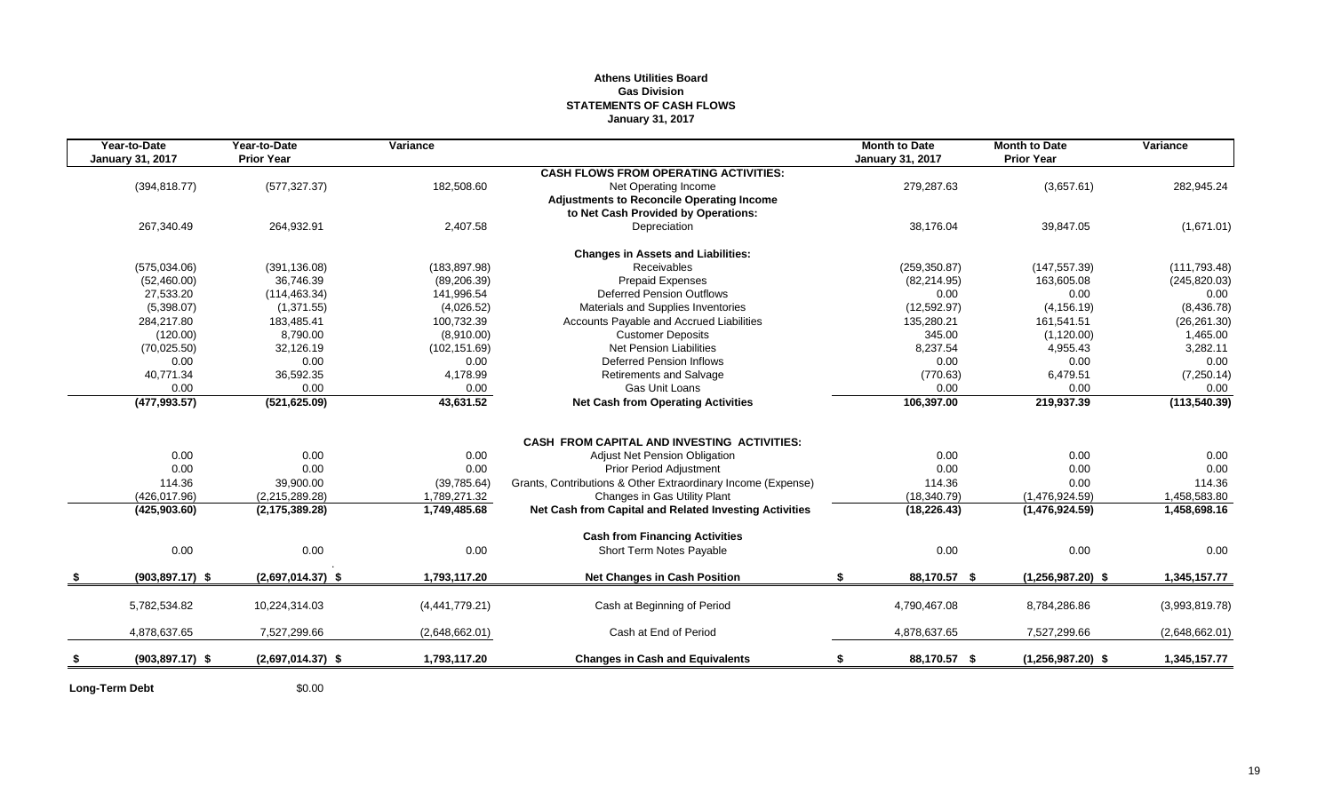**Athens Utilities Board**
**Gas Division**
**STATEMENTS OF CASH FLOWS**
**January 31, 2017**

| Year-to-Date January 31, 2017 | Year-to-Date Prior Year | Variance | | Month to Date January 31, 2017 | Month to Date Prior Year | Variance |
|---|---|---|---|---|---|---|
| | | | **CASH FLOWS FROM OPERATING ACTIVITIES:** | | | |
| (394,818.77) | (577,327.37) | 182,508.60 | Net Operating Income | 279,287.63 | (3,657.61) | 282,945.24 |
| | | | **Adjustments to Reconcile Operating Income to Net Cash Provided by Operations:** | | | |
| 267,340.49 | 264,932.91 | 2,407.58 | Depreciation | 38,176.04 | 39,847.05 | (1,671.01) |
| | | | **Changes in Assets and Liabilities:** | | | |
| (575,034.06) | (391,136.08) | (183,897.98) | Receivables | (259,350.87) | (147,557.39) | (111,793.48) |
| (52,460.00) | 36,746.39 | (89,206.39) | Prepaid Expenses | (82,214.95) | 163,605.08 | (245,820.03) |
| 27,533.20 | (114,463.34) | 141,996.54 | Deferred Pension Outflows | 0.00 | 0.00 | 0.00 |
| (5,398.07) | (1,371.55) | (4,026.52) | Materials and Supplies Inventories | (12,592.97) | (4,156.19) | (8,436.78) |
| 284,217.80 | 183,485.41 | 100,732.39 | Accounts Payable and Accrued Liabilities | 135,280.21 | 161,541.51 | (26,261.30) |
| (120.00) | 8,790.00 | (8,910.00) | Customer Deposits | 345.00 | (1,120.00) | 1,465.00 |
| (70,025.50) | 32,126.19 | (102,151.69) | Net Pension Liabilities | 8,237.54 | 4,955.43 | 3,282.11 |
| 0.00 | 0.00 | 0.00 | Deferred Pension Inflows | 0.00 | 0.00 | 0.00 |
| 40,771.34 | 36,592.35 | 4,178.99 | Retirements and Salvage | (770.63) | 6,479.51 | (7,250.14) |
| 0.00 | 0.00 | 0.00 | Gas Unit Loans | 0.00 | 0.00 | 0.00 |
| **(477,993.57)** | **(521,625.09)** | **43,631.52** | **Net Cash from Operating Activities** | **106,397.00** | **219,937.39** | **(113,540.39)** |
| | | | **CASH FROM CAPITAL AND INVESTING ACTIVITIES:** | | | |
| 0.00 | 0.00 | 0.00 | Adjust Net Pension Obligation | 0.00 | 0.00 | 0.00 |
| 0.00 | 0.00 | 0.00 | Prior Period Adjustment | 0.00 | 0.00 | 0.00 |
| 114.36 | 39,900.00 | (39,785.64) | Grants, Contributions & Other Extraordinary Income (Expense) | 114.36 | 0.00 | 114.36 |
| (426,017.96) | (2,215,289.28) | 1,789,271.32 | Changes in Gas Utility Plant | (18,340.79) | (1,476,924.59) | 1,458,583.80 |
| **(425,903.60)** | **(2,175,389.28)** | **1,749,485.68** | **Net Cash from Capital and Related Investing Activities** | **(18,226.43)** | **(1,476,924.59)** | **1,458,698.16** |
| | | | **Cash from Financing Activities** | | | |
| 0.00 | 0.00 | 0.00 | Short Term Notes Payable | 0.00 | 0.00 | 0.00 |
| **$ (903,897.17)** | **$ (2,697,014.37)** | **$ 1,793,117.20** | **Net Changes in Cash Position** | **$ 88,170.57** | **$ (1,256,987.20)** | **$ 1,345,157.77** |
| 5,782,534.82 | 10,224,314.03 | (4,441,779.21) | Cash at Beginning of Period | 4,790,467.08 | 8,784,286.86 | (3,993,819.78) |
| 4,878,637.65 | 7,527,299.66 | (2,648,662.01) | Cash at End of Period | 4,878,637.65 | 7,527,299.66 | (2,648,662.01) |
| **$ (903,897.17)** | **$ (2,697,014.37)** | **$ 1,793,117.20** | **Changes in Cash and Equivalents** | **$ 88,170.57** | **$ (1,256,987.20)** | **$ 1,345,157.77** |

**Long-Term Debt** $0.00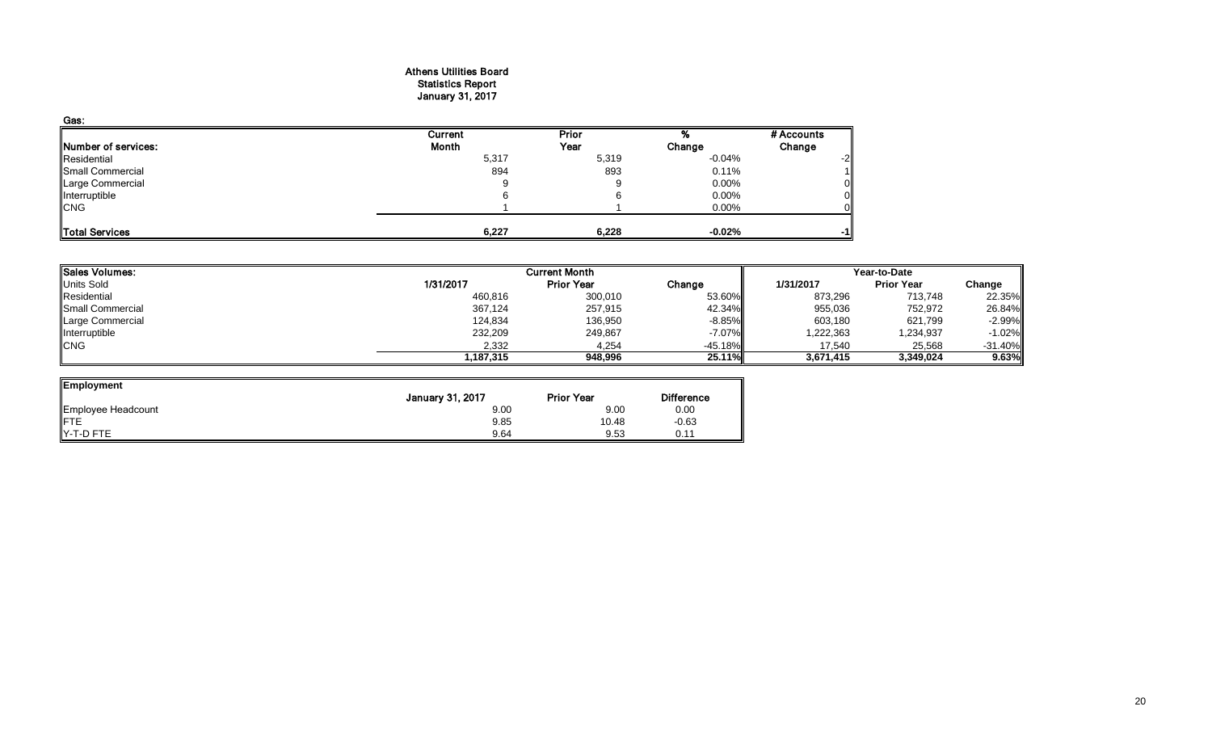# Athens Utilities Board
## Statistics Report
## January 31, 2017

**Gas:**

| Number of services: | Current Month | Prior Year | % Change | # Accounts Change |
|---|---|---|---|---|
| Residential | 5,317 | 5,319 | -0.04% | -2 |
| Small Commercial | 894 | 893 | 0.11% | 1 |
| Large Commercial | 9 | 9 | 0.00% | 0 |
| Interruptible | 6 | 6 | 0.00% | 0 |
| CNG | 1 | 1 | 0.00% | 0 |
| **Total Services** | **6,227** | **6,228** | **-0.02%** | **-1** |

| Sales Volumes: | Current Month | | | Year-to-Date | | |
|---|---|---|---|---|---|---|
| Units Sold | 1/31/2017 | Prior Year | Change | 1/31/2017 | Prior Year | Change |
| Residential | 460,816 | 300,010 | 53.60% | 873,296 | 713,748 | 22.35% |
| Small Commercial | 367,124 | 257,915 | 42.34% | 955,036 | 752,972 | 26.84% |
| Large Commercial | 124,834 | 136,950 | -8.85% | 603,180 | 621,799 | -2.99% |
| Interruptible | 232,209 | 249,867 | -7.07% | 1,222,363 | 1,234,937 | -1.02% |
| CNG | 2,332 | 4,254 | -45.18% | 17,540 | 25,568 | -31.40% |
| | **1,187,315** | **948,996** | **25.11%** | **3,671,415** | **3,349,024** | **9.63%** |

| Employment | January 31, 2017 | Prior Year | Difference |
|---|---|---|---|
| Employee Headcount | 9.00 | 9.00 | 0.00 |
| FTE | 9.85 | 10.48 | -0.63 |
| Y-T-D FTE | 9.64 | 9.53 | 0.11 |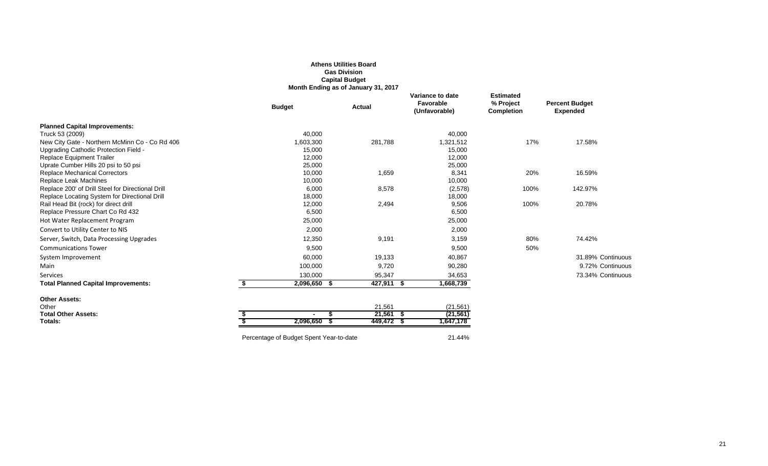**Athens Utilities Board**
**Gas Division**
**Capital Budget**
**Month Ending as of January 31, 2017**

| | Budget | Actual | Variance to date Favorable (Unfavorable) | Estimated % Project Completion | Percent Budget Expended | |
|---|---|---|---|---|---|---|
| **Planned Capital Improvements:** | | | | | | |
| Truck 53 (2009) | 40,000 | | 40,000 | | | |
| New City Gate - Northern McMinn Co - Co Rd 406 | 1,603,300 | 281,788 | 1,321,512 | 17% | 17.58% | |
| Upgrading Cathodic Protection Field - | 15,000 | | 15,000 | | | |
| Replace Equipment Trailer | 12,000 | | 12,000 | | | |
| Uprate Cumber Hills 20 psi to 50 psi | 25,000 | | 25,000 | | | |
| Replace Mechanical Correctors | 10,000 | 1,659 | 8,341 | 20% | 16.59% | |
| Replace Leak Machines | 10,000 | | 10,000 | | | |
| Replace 200' of Drill Steel for Directional Drill | 6,000 | 8,578 | (2,578) | 100% | 142.97% | |
| Replace Locating System for Directional Drill | 18,000 | | 18,000 | | | |
| Rail Head Bit (rock) for direct drill | 12,000 | 2,494 | 9,506 | 100% | 20.78% | |
| Replace Pressure Chart Co Rd 432 | 6,500 | | 6,500 | | | |
| Hot Water Replacement Program | 25,000 | | 25,000 | | | |
| Convert to Utility Center to NIS | 2,000 | | 2,000 | | | |
| Server, Switch, Data Processing Upgrades | 12,350 | 9,191 | 3,159 | 80% | 74.42% | |
| Communications Tower | 9,500 | | 9,500 | 50% | | |
| System Improvement | 60,000 | 19,133 | 40,867 | | 31.89% | Continuous |
| Main | 100,000 | 9,720 | 90,280 | | 9.72% | Continuous |
| Services | 130,000 | 95,347 | 34,653 | | 73.34% | Continuous |
| **Total Planned Capital Improvements:** | **$ 2,096,650** | **$ 427,911** | **$ 1,668,739** | | | |
| **Other Assets:** | | | | | | |
| Other | | 21,561 | (21,561) | | | |
| **Total Other Assets:** | **$ -** | **$ 21,561** | **$ (21,561)** | | | |
| **Totals:** | **$ 2,096,650** | **$ 449,472** | **$ 1,647,178** | | | |

Percentage of Budget Spent Year-to-date 21.44%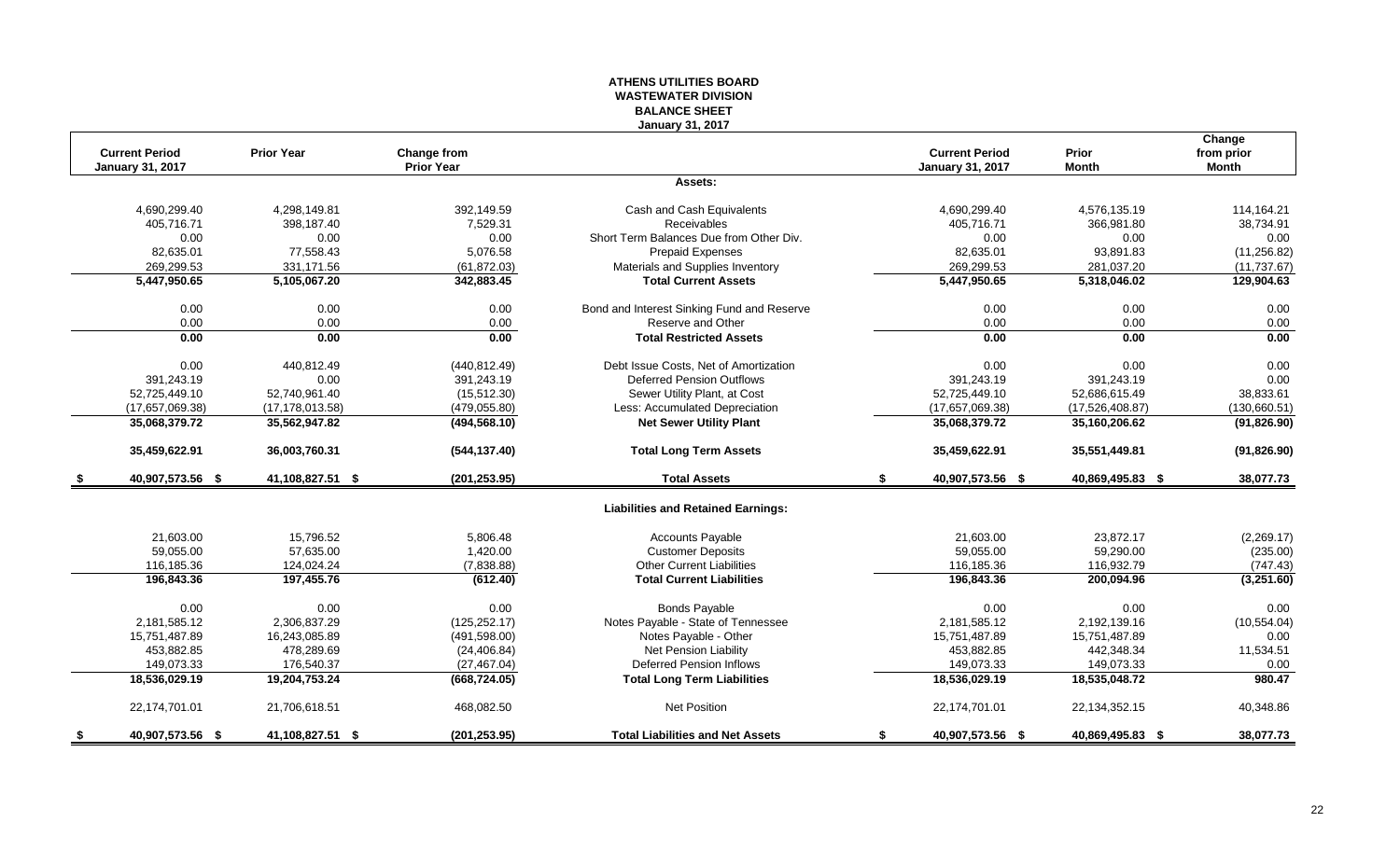# ATHENS UTILITIES BOARD
## WASTEWATER DIVISION
## BALANCE SHEET
### January 31, 2017

| Current Period January 31, 2017 | Prior Year | Change from Prior Year | | Current Period January 31, 2017 | Prior Month | Change from prior Month |
|---|---|---|---|---|---|---|
| | | | **Assets:** | | | |
| 4,690,299.40 | 4,298,149.81 | 392,149.59 | Cash and Cash Equivalents | 4,690,299.40 | 4,576,135.19 | 114,164.21 |
| 405,716.71 | 398,187.40 | 7,529.31 | Receivables | 405,716.71 | 366,981.80 | 38,734.91 |
| 0.00 | 0.00 | 0.00 | Short Term Balances Due from Other Div. | 0.00 | 0.00 | 0.00 |
| 82,635.01 | 77,558.43 | 5,076.58 | Prepaid Expenses | 82,635.01 | 93,891.83 | (11,256.82) |
| 269,299.53 | 331,171.56 | (61,872.03) | Materials and Supplies Inventory | 269,299.53 | 281,037.20 | (11,737.67) |
| **5,447,950.65** | **5,105,067.20** | **342,883.45** | **Total Current Assets** | **5,447,950.65** | **5,318,046.02** | **129,904.63** |
| 0.00 | 0.00 | 0.00 | Bond and Interest Sinking Fund and Reserve | 0.00 | 0.00 | 0.00 |
| 0.00 | 0.00 | 0.00 | Reserve and Other | 0.00 | 0.00 | 0.00 |
| **0.00** | **0.00** | **0.00** | **Total Restricted Assets** | **0.00** | **0.00** | **0.00** |
| 0.00 | 440,812.49 | (440,812.49) | Debt Issue Costs, Net of Amortization | 0.00 | 0.00 | 0.00 |
| 391,243.19 | 0.00 | 391,243.19 | Deferred Pension Outflows | 391,243.19 | 391,243.19 | 0.00 |
| 52,725,449.10 | 52,740,961.40 | (15,512.30) | Sewer Utility Plant, at Cost | 52,725,449.10 | 52,686,615.49 | 38,833.61 |
| (17,657,069.38) | (17,178,013.58) | (479,055.80) | Less: Accumulated Depreciation | (17,657,069.38) | (17,526,408.87) | (130,660.51) |
| **35,068,379.72** | **35,562,947.82** | **(494,568.10)** | **Net Sewer Utility Plant** | **35,068,379.72** | **35,160,206.62** | **(91,826.90)** |
| **35,459,622.91** | **36,003,760.31** | **(544,137.40)** | **Total Long Term Assets** | **35,459,622.91** | **35,551,449.81** | **(91,826.90)** |
| **$ 40,907,573.56** | **$ 41,108,827.51** | **$ (201,253.95)** | **Total Assets** | **$ 40,907,573.56** | **$ 40,869,495.83** | **$ 38,077.73** |
| | | | **Liabilities and Retained Earnings:** | | | |
| 21,603.00 | 15,796.52 | 5,806.48 | Accounts Payable | 21,603.00 | 23,872.17 | (2,269.17) |
| 59,055.00 | 57,635.00 | 1,420.00 | Customer Deposits | 59,055.00 | 59,290.00 | (235.00) |
| 116,185.36 | 124,024.24 | (7,838.88) | Other Current Liabilities | 116,185.36 | 116,932.79 | (747.43) |
| **196,843.36** | **197,455.76** | **(612.40)** | **Total Current Liabilities** | **196,843.36** | **200,094.96** | **(3,251.60)** |
| 0.00 | 0.00 | 0.00 | Bonds Payable | 0.00 | 0.00 | 0.00 |
| 2,181,585.12 | 2,306,837.29 | (125,252.17) | Notes Payable - State of Tennessee | 2,181,585.12 | 2,192,139.16 | (10,554.04) |
| 15,751,487.89 | 16,243,085.89 | (491,598.00) | Notes Payable - Other | 15,751,487.89 | 15,751,487.89 | 0.00 |
| 453,882.85 | 478,289.69 | (24,406.84) | Net Pension Liability | 453,882.85 | 442,348.34 | 11,534.51 |
| 149,073.33 | 176,540.37 | (27,467.04) | Deferred Pension Inflows | 149,073.33 | 149,073.33 | 0.00 |
| **18,536,029.19** | **19,204,753.24** | **(668,724.05)** | **Total Long Term Liabilities** | **18,536,029.19** | **18,535,048.72** | **980.47** |
| 22,174,701.01 | 21,706,618.51 | 468,082.50 | Net Position | 22,174,701.01 | 22,134,352.15 | 40,348.86 |
| **$ 40,907,573.56** | **$ 41,108,827.51** | **$ (201,253.95)** | **Total Liabilities and Net Assets** | **$ 40,907,573.56** | **$ 40,869,495.83** | **$ 38,077.73** |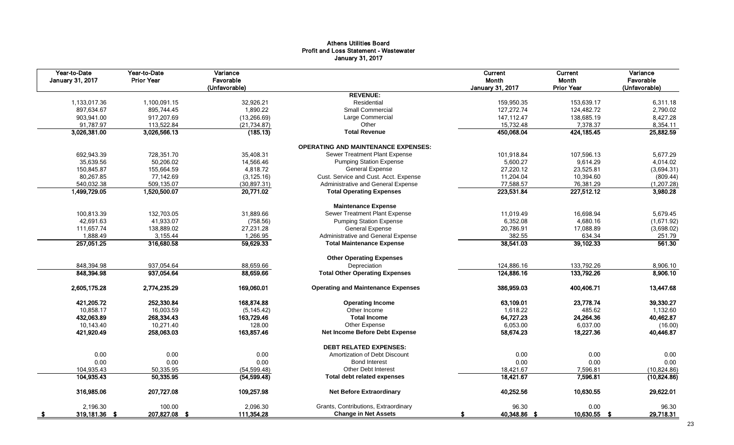# Athens Utilities Board
## Profit and Loss Statement - Wastewater
### January 31, 2017

| Year-to-Date January 31, 2017 | Year-to-Date Prior Year | Variance Favorable (Unfavorable) | | Current Month January 31, 2017 | Current Month Prior Year | Variance Favorable (Unfavorable) |
|---|---|---|---|---|---|---|
| | | | **REVENUE:** | | | |
| 1,133,017.36 | 1,100,091.15 | 32,926.21 | Residential | 159,950.35 | 153,639.17 | 6,311.18 |
| 897,634.67 | 895,744.45 | 1,890.22 | Small Commercial | 127,272.74 | 124,482.72 | 2,790.02 |
| 903,941.00 | 917,207.69 | (13,266.69) | Large Commercial | 147,112.47 | 138,685.19 | 8,427.28 |
| 91,787.97 | 113,522.84 | (21,734.87) | Other | 15,732.48 | 7,378.37 | 8,354.11 |
| **3,026,381.00** | **3,026,566.13** | **(185.13)** | **Total Revenue** | **450,068.04** | **424,185.45** | **25,882.59** |
| | | | **OPERATING AND MAINTENANCE EXPENSES:** | | | |
| 692,943.39 | 728,351.70 | 35,408.31 | Sewer Treatment Plant Expense | 101,918.84 | 107,596.13 | 5,677.29 |
| 35,639.56 | 50,206.02 | 14,566.46 | Pumping Station Expense | 5,600.27 | 9,614.29 | 4,014.02 |
| 150,845.87 | 155,664.59 | 4,818.72 | General Expense | 27,220.12 | 23,525.81 | (3,694.31) |
| 80,267.85 | 77,142.69 | (3,125.16) | Cust. Service and Cust. Acct. Expense | 11,204.04 | 10,394.60 | (809.44) |
| 540,032.38 | 509,135.07 | (30,897.31) | Administrative and General Expense | 77,588.57 | 76,381.29 | (1,207.28) |
| **1,499,729.05** | **1,520,500.07** | **20,771.02** | **Total Operating Expenses** | **223,531.84** | **227,512.12** | **3,980.28** |
| | | | **Maintenance Expense** | | | |
| 100,813.39 | 132,703.05 | 31,889.66 | Sewer Treatment Plant Expense | 11,019.49 | 16,698.94 | 5,679.45 |
| 42,691.63 | 41,933.07 | (758.56) | Pumping Station Expense | 6,352.08 | 4,680.16 | (1,671.92) |
| 111,657.74 | 138,889.02 | 27,231.28 | General Expense | 20,786.91 | 17,088.89 | (3,698.02) |
| 1,888.49 | 3,155.44 | 1,266.95 | Administrative and General Expense | 382.55 | 634.34 | 251.79 |
| **257,051.25** | **316,680.58** | **59,629.33** | **Total Maintenance Expense** | **38,541.03** | **39,102.33** | **561.30** |
| | | | **Other Operating Expenses** | | | |
| 848,394.98 | 937,054.64 | 88,659.66 | Depreciation | 124,886.16 | 133,792.26 | 8,906.10 |
| **848,394.98** | **937,054.64** | **88,659.66** | **Total Other Operating Expenses** | **124,886.16** | **133,792.26** | **8,906.10** |
| **2,605,175.28** | **2,774,235.29** | **169,060.01** | **Operating and Maintenance Expenses** | **386,959.03** | **400,406.71** | **13,447.68** |
| **421,205.72** | **252,330.84** | **168,874.88** | **Operating Income** | **63,109.01** | **23,778.74** | **39,330.27** |
| 10,858.17 | 16,003.59 | (5,145.42) | Other Income | 1,618.22 | 485.62 | 1,132.60 |
| **432,063.89** | **268,334.43** | **163,729.46** | **Total Income** | **64,727.23** | **24,264.36** | **40,462.87** |
| 10,143.40 | 10,271.40 | 128.00 | Other Expense | 6,053.00 | 6,037.00 | (16.00) |
| **421,920.49** | **258,063.03** | **163,857.46** | **Net Income Before Debt Expense** | **58,674.23** | **18,227.36** | **40,446.87** |
| | | | **DEBT RELATED EXPENSES:** | | | |
| 0.00 | 0.00 | 0.00 | Amortization of Debt Discount | 0.00 | 0.00 | 0.00 |
| 0.00 | 0.00 | 0.00 | Bond Interest | 0.00 | 0.00 | 0.00 |
| 104,935.43 | 50,335.95 | (54,599.48) | Other Debt Interest | 18,421.67 | 7,596.81 | (10,824.86) |
| **104,935.43** | **50,335.95** | **(54,599.48)** | **Total debt related expenses** | **18,421.67** | **7,596.81** | **(10,824.86)** |
| **316,985.06** | **207,727.08** | **109,257.98** | **Net Before Extraordinary** | **40,252.56** | **10,630.55** | **29,622.01** |
| 2,196.30 | 100.00 | 2,096.30 | Grants, Contributions, Extraordinary | 96.30 | 0.00 | 96.30 |
| **$ 319,181.36** | **$ 207,827.08** | **$ 111,354.28** | **Change in Net Assets** | **$ 40,348.86** | **$ 10,630.55** | **$ 29,718.31** |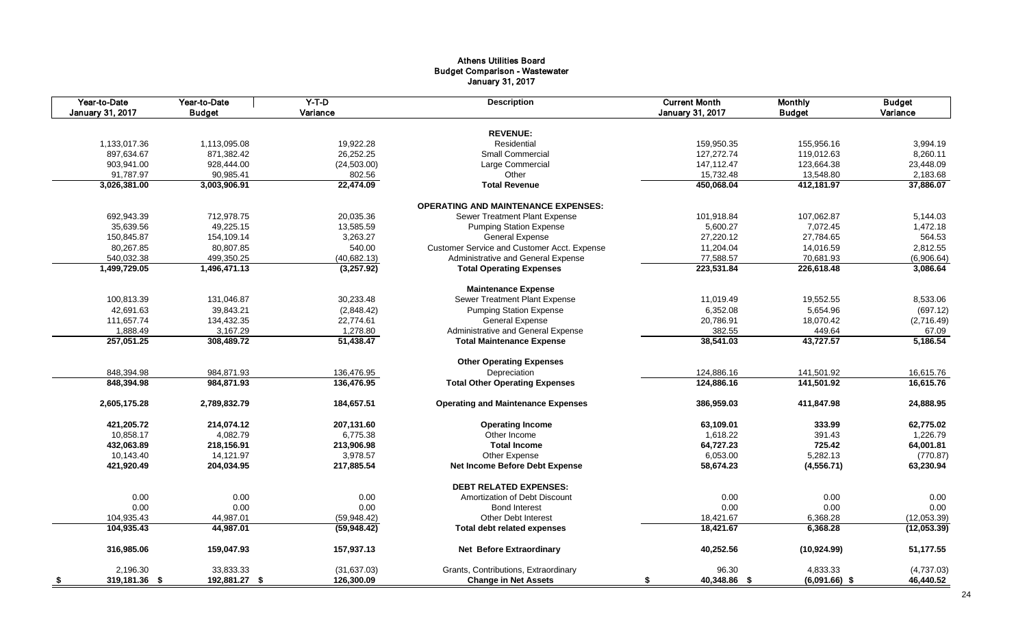# Athens Utilities Board
## Budget Comparison - Wastewater
### January 31, 2017

| Year-to-Date January 31, 2017 | Year-to-Date Budget | Y-T-D Variance | Description | Current Month January 31, 2017 | Monthly Budget | Budget Variance |
|---|---|---|---|---|---|---|
| | | | **REVENUE:** | | | |
| 1,133,017.36 | 1,113,095.08 | 19,922.28 | Residential | 159,950.35 | 155,956.16 | 3,994.19 |
| 897,634.67 | 871,382.42 | 26,252.25 | Small Commercial | 127,272.74 | 119,012.63 | 8,260.11 |
| 903,941.00 | 928,444.00 | (24,503.00) | Large Commercial | 147,112.47 | 123,664.38 | 23,448.09 |
| 91,787.97 | 90,985.41 | 802.56 | Other | 15,732.48 | 13,548.80 | 2,183.68 |
| **3,026,381.00** | **3,003,906.91** | **22,474.09** | **Total Revenue** | **450,068.04** | **412,181.97** | **37,886.07** |
| | | | **OPERATING AND MAINTENANCE EXPENSES:** | | | |
| 692,943.39 | 712,978.75 | 20,035.36 | Sewer Treatment Plant Expense | 101,918.84 | 107,062.87 | 5,144.03 |
| 35,639.56 | 49,225.15 | 13,585.59 | Pumping Station Expense | 5,600.27 | 7,072.45 | 1,472.18 |
| 150,845.87 | 154,109.14 | 3,263.27 | General Expense | 27,220.12 | 27,784.65 | 564.53 |
| 80,267.85 | 80,807.85 | 540.00 | Customer Service and Customer Acct. Expense | 11,204.04 | 14,016.59 | 2,812.55 |
| 540,032.38 | 499,350.25 | (40,682.13) | Administrative and General Expense | 77,588.57 | 70,681.93 | (6,906.64) |
| **1,499,729.05** | **1,496,471.13** | **(3,257.92)** | **Total Operating Expenses** | **223,531.84** | **226,618.48** | **3,086.64** |
| | | | **Maintenance Expense** | | | |
| 100,813.39 | 131,046.87 | 30,233.48 | Sewer Treatment Plant Expense | 11,019.49 | 19,552.55 | 8,533.06 |
| 42,691.63 | 39,843.21 | (2,848.42) | Pumping Station Expense | 6,352.08 | 5,654.96 | (697.12) |
| 111,657.74 | 134,432.35 | 22,774.61 | General Expense | 20,786.91 | 18,070.42 | (2,716.49) |
| 1,888.49 | 3,167.29 | 1,278.80 | Administrative and General Expense | 382.55 | 449.64 | 67.09 |
| **257,051.25** | **308,489.72** | **51,438.47** | **Total Maintenance Expense** | **38,541.03** | **43,727.57** | **5,186.54** |
| | | | **Other Operating Expenses** | | | |
| 848,394.98 | 984,871.93 | 136,476.95 | Depreciation | 124,886.16 | 141,501.92 | 16,615.76 |
| **848,394.98** | **984,871.93** | **136,476.95** | **Total Other Operating Expenses** | **124,886.16** | **141,501.92** | **16,615.76** |
| **2,605,175.28** | **2,789,832.79** | **184,657.51** | **Operating and Maintenance Expenses** | **386,959.03** | **411,847.98** | **24,888.95** |
| **421,205.72** | **214,074.12** | **207,131.60** | **Operating Income** | **63,109.01** | **333.99** | **62,775.02** |
| 10,858.17 | 4,082.79 | 6,775.38 | Other Income | 1,618.22 | 391.43 | 1,226.79 |
| **432,063.89** | **218,156.91** | **213,906.98** | **Total Income** | **64,727.23** | **725.42** | **64,001.81** |
| 10,143.40 | 14,121.97 | 3,978.57 | Other Expense | 6,053.00 | 5,282.13 | (770.87) |
| **421,920.49** | **204,034.95** | **217,885.54** | **Net Income Before Debt Expense** | **58,674.23** | **(4,556.71)** | **63,230.94** |
| | | | **DEBT RELATED EXPENSES:** | | | |
| 0.00 | 0.00 | 0.00 | Amortization of Debt Discount | 0.00 | 0.00 | 0.00 |
| 0.00 | 0.00 | 0.00 | Bond Interest | 0.00 | 0.00 | 0.00 |
| 104,935.43 | 44,987.01 | (59,948.42) | Other Debt Interest | 18,421.67 | 6,368.28 | (12,053.39) |
| **104,935.43** | **44,987.01** | **(59,948.42)** | **Total debt related expenses** | **18,421.67** | **6,368.28** | **(12,053.39)** |
| **316,985.06** | **159,047.93** | **157,937.13** | **Net Before Extraordinary** | **40,252.56** | **(10,924.99)** | **51,177.55** |
| 2,196.30 | 33,833.33 | (31,637.03) | Grants, Contributions, Extraordinary | 96.30 | 4,833.33 | (4,737.03) |
| **$ 319,181.36** | **$ 192,881.27** | **$ 126,300.09** | **Change in Net Assets** | **$ 40,348.86** | **$ (6,091.66)** | **$ 46,440.52** |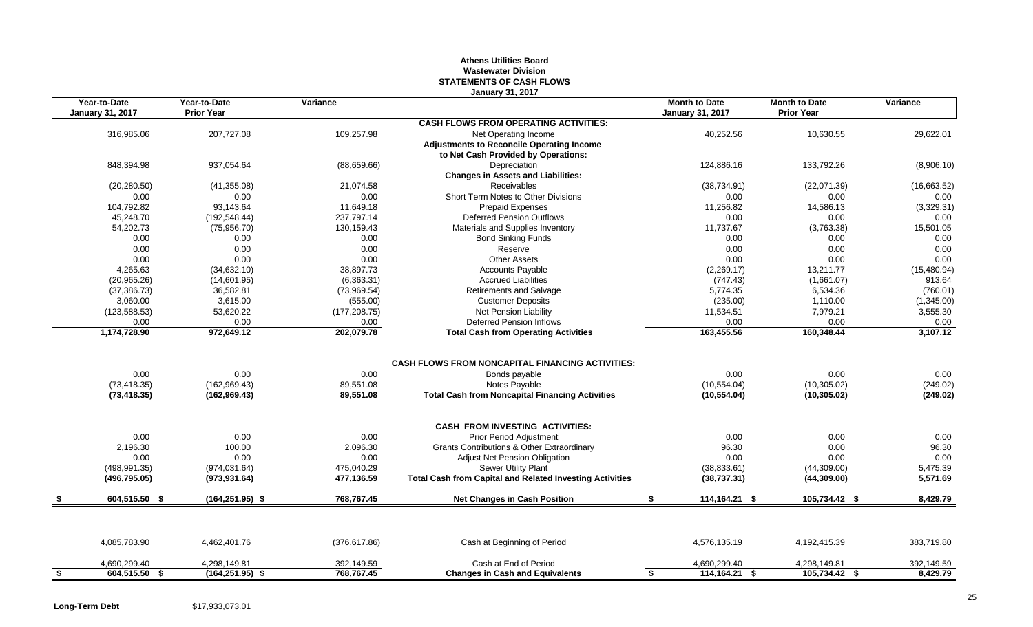# Athens Utilities Board
## Wastewater Division
## STATEMENTS OF CASH FLOWS
### January 31, 2017

| Year-to-Date January 31, 2017 | Year-to-Date Prior Year | Variance | | Month to Date January 31, 2017 | Month to Date Prior Year | Variance |
|---|---|---|---|---|---|---|
| | | | **CASH FLOWS FROM OPERATING ACTIVITIES:** | | | |
| 316,985.06 | 207,727.08 | 109,257.98 | Net Operating Income | 40,252.56 | 10,630.55 | 29,622.01 |
| | | | **Adjustments to Reconcile Operating Income to Net Cash Provided by Operations:** | | | |
| 848,394.98 | 937,054.64 | (88,659.66) | Depreciation | 124,886.16 | 133,792.26 | (8,906.10) |
| | | | **Changes in Assets and Liabilities:** | | | |
| (20,280.50) | (41,355.08) | 21,074.58 | Receivables | (38,734.91) | (22,071.39) | (16,663.52) |
| 0.00 | 0.00 | 0.00 | Short Term Notes to Other Divisions | 0.00 | 0.00 | 0.00 |
| 104,792.82 | 93,143.64 | 11,649.18 | Prepaid Expenses | 11,256.82 | 14,586.13 | (3,329.31) |
| 45,248.70 | (192,548.44) | 237,797.14 | Deferred Pension Outflows | 0.00 | 0.00 | 0.00 |
| 54,202.73 | (75,956.70) | 130,159.43 | Materials and Supplies Inventory | 11,737.67 | (3,763.38) | 15,501.05 |
| 0.00 | 0.00 | 0.00 | Bond Sinking Funds | 0.00 | 0.00 | 0.00 |
| 0.00 | 0.00 | 0.00 | Reserve | 0.00 | 0.00 | 0.00 |
| 0.00 | 0.00 | 0.00 | Other Assets | 0.00 | 0.00 | 0.00 |
| 4,265.63 | (34,632.10) | 38,897.73 | Accounts Payable | (2,269.17) | 13,211.77 | (15,480.94) |
| (20,965.26) | (14,601.95) | (6,363.31) | Accrued Liabilities | (747.43) | (1,661.07) | 913.64 |
| (37,386.73) | 36,582.81 | (73,969.54) | Retirements and Salvage | 5,774.35 | 6,534.36 | (760.01) |
| 3,060.00 | 3,615.00 | (555.00) | Customer Deposits | (235.00) | 1,110.00 | (1,345.00) |
| (123,588.53) | 53,620.22 | (177,208.75) | Net Pension Liability | 11,534.51 | 7,979.21 | 3,555.30 |
| 0.00 | 0.00 | 0.00 | Deferred Pension Inflows | 0.00 | 0.00 | 0.00 |
| **1,174,728.90** | **972,649.12** | **202,079.78** | **Total Cash from Operating Activities** | **163,455.56** | **160,348.44** | **3,107.12** |
| | | | **CASH FLOWS FROM NONCAPITAL FINANCING ACTIVITIES:** | | | |
| 0.00 | 0.00 | 0.00 | Bonds payable | 0.00 | 0.00 | 0.00 |
| (73,418.35) | (162,969.43) | 89,551.08 | Notes Payable | (10,554.04) | (10,305.02) | (249.02) |
| **(73,418.35)** | **(162,969.43)** | **89,551.08** | **Total Cash from Noncapital Financing Activities** | **(10,554.04)** | **(10,305.02)** | **(249.02)** |
| | | | **CASH FROM INVESTING ACTIVITIES:** | | | |
| 0.00 | 0.00 | 0.00 | Prior Period Adjustment | 0.00 | 0.00 | 0.00 |
| 2,196.30 | 100.00 | 2,096.30 | Grants Contributions & Other Extraordinary | 96.30 | 0.00 | 96.30 |
| 0.00 | 0.00 | 0.00 | Adjust Net Pension Obligation | 0.00 | 0.00 | 0.00 |
| (498,991.35) | (974,031.64) | 475,040.29 | Sewer Utility Plant | (38,833.61) | (44,309.00) | 5,475.39 |
| **(496,795.05)** | **(973,931.64)** | **477,136.59** | **Total Cash from Capital and Related Investing Activities** | **(38,737.31)** | **(44,309.00)** | **5,571.69** |
| **$ 604,515.50** | **$ (164,251.95)** | **$ 768,767.45** | **Net Changes in Cash Position** | **$ 114,164.21** | **$ 105,734.42** | **$ 8,429.79** |
| 4,085,783.90 | 4,462,401.76 | (376,617.86) | Cash at Beginning of Period | 4,576,135.19 | 4,192,415.39 | 383,719.80 |
| 4,690,299.40 | 4,298,149.81 | 392,149.59 | Cash at End of Period | 4,690,299.40 | 4,298,149.81 | 392,149.59 |
| **$ 604,515.50** | **$ (164,251.95)** | **$ 768,767.45** | **Changes in Cash and Equivalents** | **$ 114,164.21** | **$ 105,734.42** | **$ 8,429.79** |

**Long-Term Debt** $17,933,073.01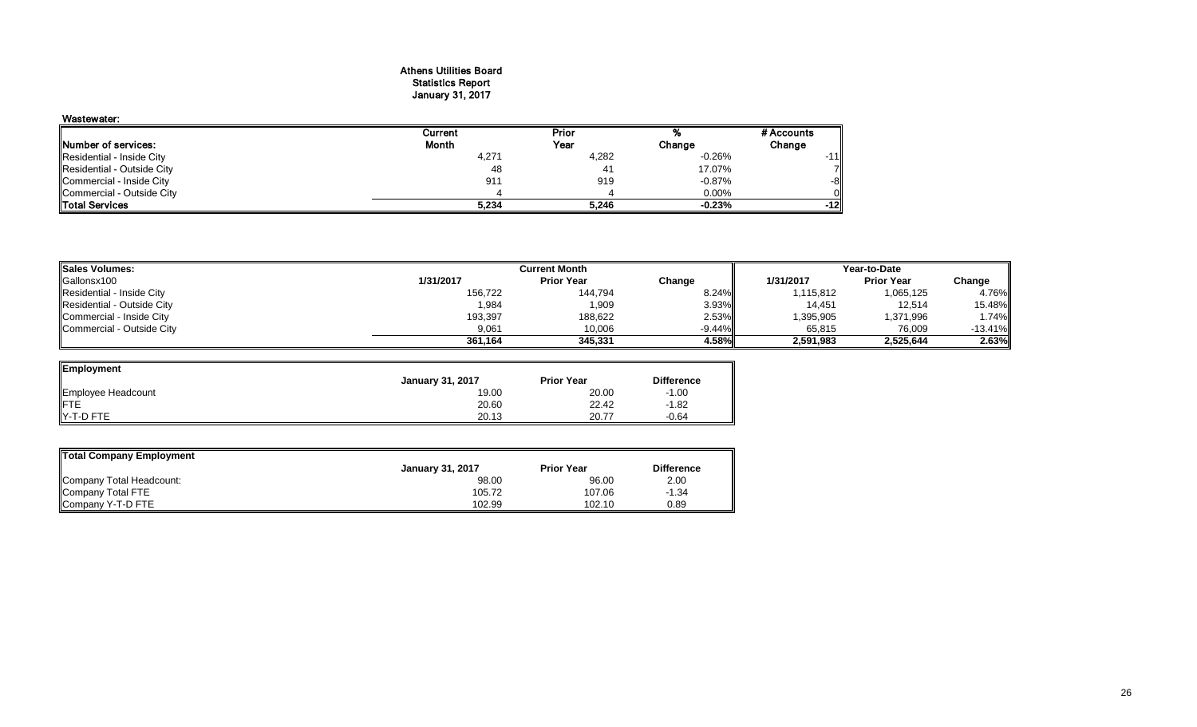# Athens Utilities Board
## Statistics Report
### January 31, 2017

**Wastewater:**

| Number of services: | Current Month | Prior Year | % Change | # Accounts Change |
|---|---|---|---|---|
| Residential - Inside City | 4,271 | 4,282 | -0.26% | -11 |
| Residential - Outside City | 48 | 41 | 17.07% | 7 |
| Commercial - Inside City | 911 | 919 | -0.87% | -8 |
| Commercial - Outside City | 4 | 4 | 0.00% | 0 |
| **Total Services** | **5,234** | **5,246** | **-0.23%** | **-12** |

| Sales Volumes: | Current Month | | | Year-to-Date | | |
|---|---|---|---|---|---|---|
| Gallonsx100 | 1/31/2017 | Prior Year | Change | 1/31/2017 | Prior Year | Change |
| Residential - Inside City | 156,722 | 144,794 | 8.24% | 1,115,812 | 1,065,125 | 4.76% |
| Residential - Outside City | 1,984 | 1,909 | 3.93% | 14,451 | 12,514 | 15.48% |
| Commercial - Inside City | 193,397 | 188,622 | 2.53% | 1,395,905 | 1,371,996 | 1.74% |
| Commercial - Outside City | 9,061 | 10,006 | -9.44% | 65,815 | 76,009 | -13.41% |
| | **361,164** | **345,331** | **4.58%** | **2,591,983** | **2,525,644** | **2.63%** |

| Employment | January 31, 2017 | Prior Year | Difference |
|---|---|---|---|
| Employee Headcount | 19.00 | 20.00 | -1.00 |
| FTE | 20.60 | 22.42 | -1.82 |
| Y-T-D FTE | 20.13 | 20.77 | -0.64 |

| Total Company Employment | January 31, 2017 | Prior Year | Difference |
|---|---|---|---|
| Company Total Headcount: | 98.00 | 96.00 | 2.00 |
| Company Total FTE | 105.72 | 107.06 | -1.34 |
| Company Y-T-D FTE | 102.99 | 102.10 | 0.89 |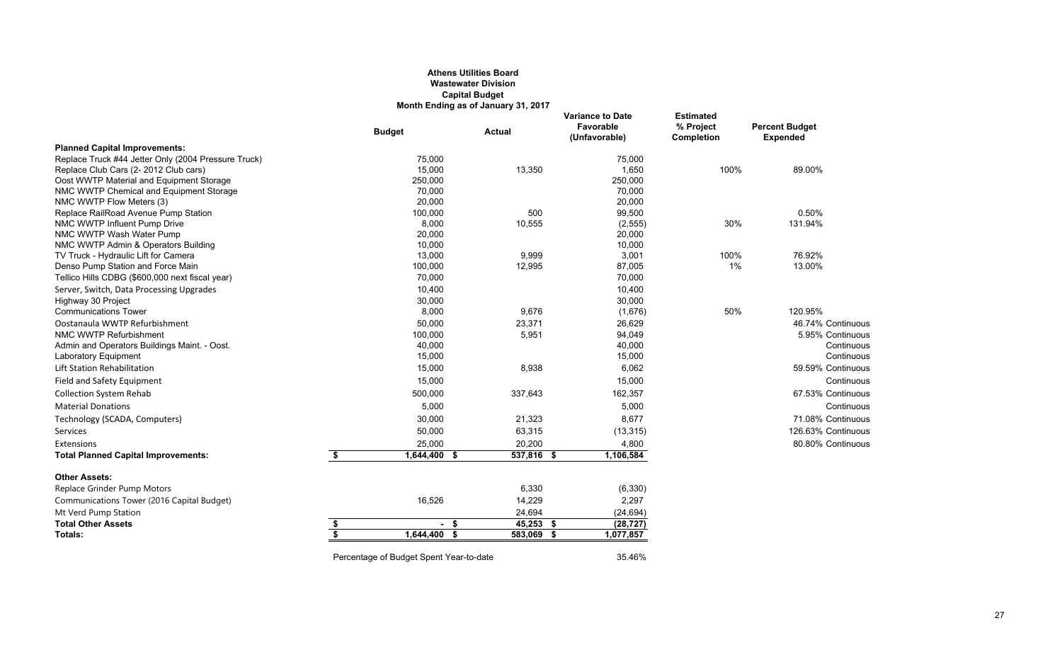**Athens Utilities Board**
**Wastewater Division**
**Capital Budget**
**Month Ending as of January 31, 2017**

| | Budget | Actual | Variance to Date Favorable (Unfavorable) | Estimated % Project Completion | Percent Budget Expended | |
|---|---|---|---|---|---|---|
| **Planned Capital Improvements:** | | | | | | |
| Replace Truck #44 Jetter Only (2004 Pressure Truck) | 75,000 | | 75,000 | | | |
| Replace Club Cars (2- 2012 Club cars) | 15,000 | 13,350 | 1,650 | 100% | 89.00% | |
| Oost WWTP Material and Equipment Storage | 250,000 | | 250,000 | | | |
| NMC WWTP Chemical and Equipment Storage | 70,000 | | 70,000 | | | |
| NMC WWTP Flow Meters (3) | 20,000 | | 20,000 | | | |
| Replace RailRoad Avenue Pump Station | 100,000 | 500 | 99,500 | | 0.50% | |
| NMC WWTP Influent Pump Drive | 8,000 | 10,555 | (2,555) | 30% | 131.94% | |
| NMC WWTP Wash Water Pump | 20,000 | | 20,000 | | | |
| NMC WWTP Admin & Operators Building | 10,000 | | 10,000 | | | |
| TV Truck - Hydraulic Lift for Camera | 13,000 | 9,999 | 3,001 | 100% | 76.92% | |
| Denso Pump Station and Force Main | 100,000 | 12,995 | 87,005 | 1% | 13.00% | |
| Tellico Hills CDBG ($600,000 next fiscal year) | 70,000 | | 70,000 | | | |
| Server, Switch, Data Processing Upgrades | 10,400 | | 10,400 | | | |
| Highway 30 Project | 30,000 | | 30,000 | | | |
| Communications Tower | 8,000 | 9,676 | (1,676) | 50% | 120.95% | |
| Oostanaula WWTP Refurbishment | 50,000 | 23,371 | 26,629 | | 46.74% | Continuous |
| NMC WWTP Refurbishment | 100,000 | 5,951 | 94,049 | | 5.95% | Continuous |
| Admin and Operators Buildings Maint. - Oost. | 40,000 | | 40,000 | | | Continuous |
| Laboratory Equipment | 15,000 | | 15,000 | | | Continuous |
| Lift Station Rehabilitation | 15,000 | 8,938 | 6,062 | | 59.59% | Continuous |
| Field and Safety Equipment | 15,000 | | 15,000 | | | Continuous |
| Collection System Rehab | 500,000 | 337,643 | 162,357 | | 67.53% | Continuous |
| Material Donations | 5,000 | | 5,000 | | | Continuous |
| Technology (SCADA, Computers) | 30,000 | 21,323 | 8,677 | | 71.08% | Continuous |
| Services | 50,000 | 63,315 | (13,315) | | 126.63% | Continuous |
| Extensions | 25,000 | 20,200 | 4,800 | | 80.80% | Continuous |
| **Total Planned Capital Improvements:** | $ 1,644,400 | $ 537,816 | $ 1,106,584 | | | |
| | | | | | | |
| **Other Assets:** | | | | | | |
| Replace Grinder Pump Motors | | 6,330 | (6,330) | | | |
| Communications Tower (2016 Capital Budget) | 16,526 | 14,229 | 2,297 | | | |
| Mt Verd Pump Station | | 24,694 | (24,694) | | | |
| **Total Other Assets** | $ - | $ 45,253 | $ (28,727) | | | |
| **Totals:** | $ 1,644,400 | $ 583,069 | $ 1,077,857 | | | |

Percentage of Budget Spent Year-to-date 35.46%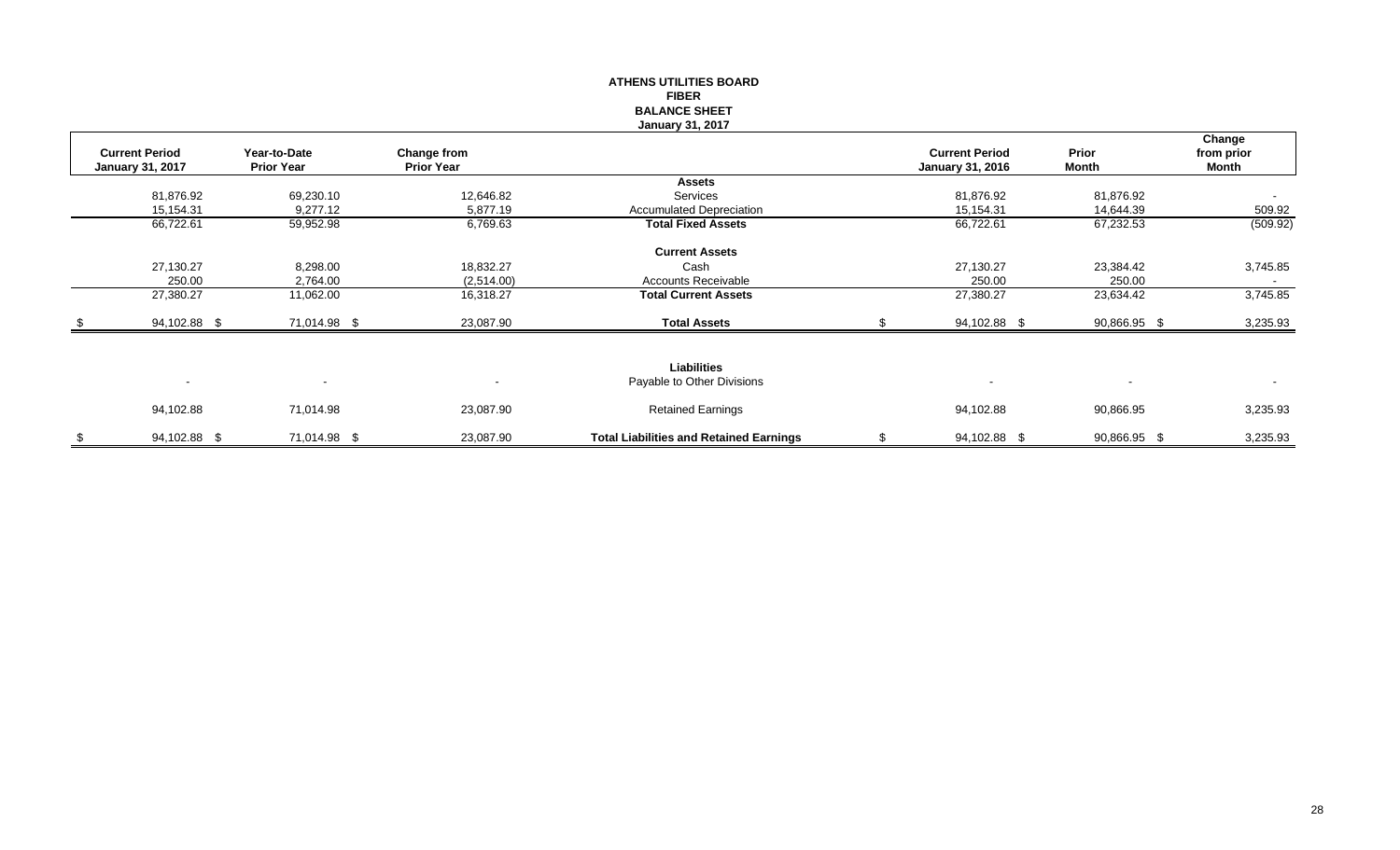**ATHENS UTILITIES BOARD**
**FIBER**
**BALANCE SHEET**
**January 31, 2017**

| Current Period January 31, 2017 | Year-to-Date Prior Year | Change from Prior Year | | Current Period January 31, 2016 | Prior Month | Change from prior Month |
|---|---|---|---|---|---|---|
| | | | **Assets** | | | |
| 81,876.92 | 69,230.10 | 12,646.82 | Services | 81,876.92 | 81,876.92 | - |
| 15,154.31 | 9,277.12 | 5,877.19 | Accumulated Depreciation | 15,154.31 | 14,644.39 | 509.92 |
| 66,722.61 | 59,952.98 | 6,769.63 | **Total Fixed Assets** | 66,722.61 | 67,232.53 | (509.92) |
| | | | **Current Assets** | | | |
| 27,130.27 | 8,298.00 | 18,832.27 | Cash | 27,130.27 | 23,384.42 | 3,745.85 |
| 250.00 | 2,764.00 | (2,514.00) | Accounts Receivable | 250.00 | 250.00 | - |
| 27,380.27 | 11,062.00 | 16,318.27 | **Total Current Assets** | 27,380.27 | 23,634.42 | 3,745.85 |
| $ 94,102.88 | $ 71,014.98 | $ 23,087.90 | **Total Assets** | $ 94,102.88 | $ 90,866.95 | $ 3,235.93 |
| | | | **Liabilities** | | | |
| - | - | - | Payable to Other Divisions | - | - | - |
| 94,102.88 | 71,014.98 | 23,087.90 | Retained Earnings | 94,102.88 | 90,866.95 | 3,235.93 |
| $ 94,102.88 | $ 71,014.98 | $ 23,087.90 | **Total Liabilities and Retained Earnings** | $ 94,102.88 | $ 90,866.95 | $ 3,235.93 |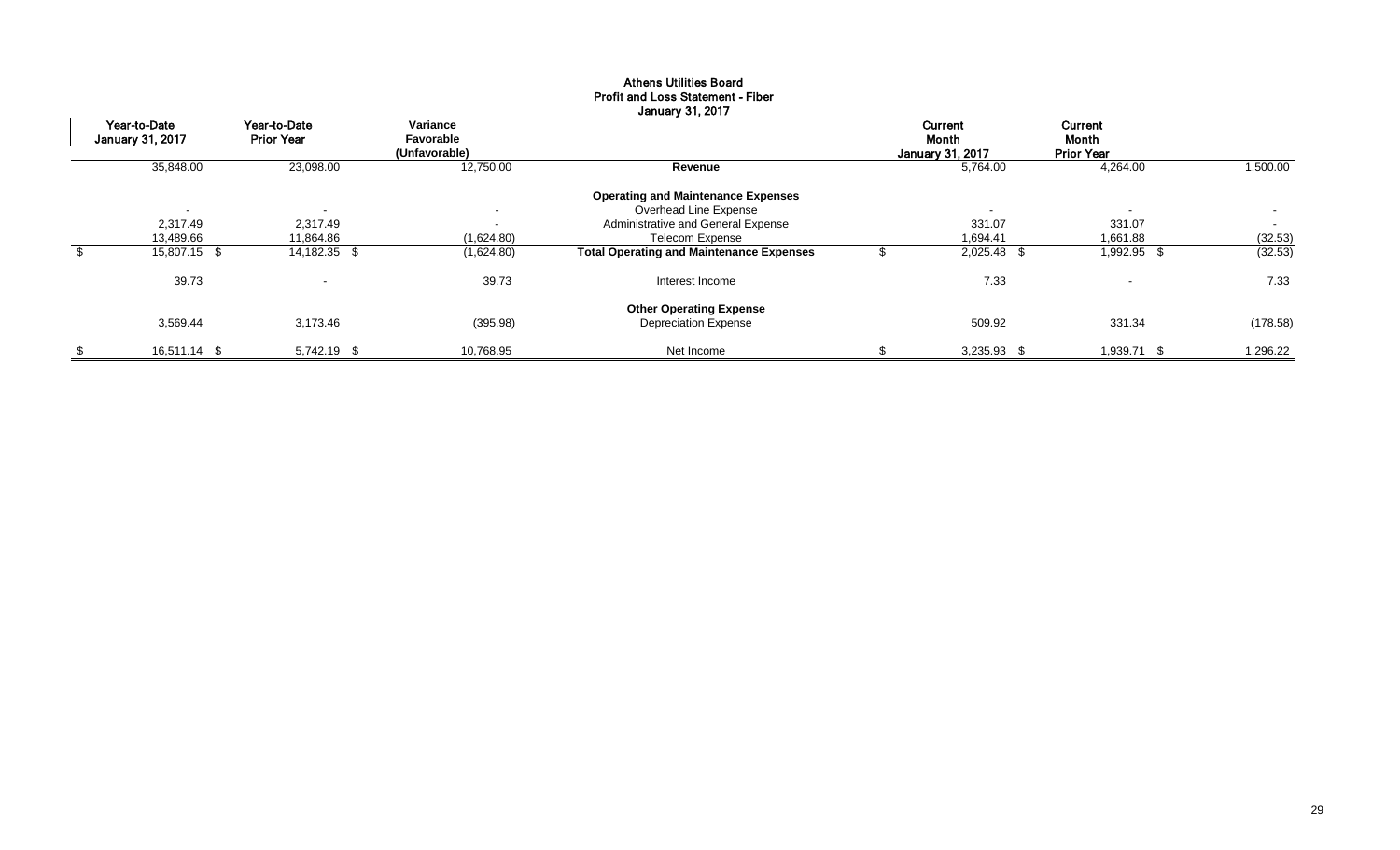**Athens Utilities Board**
**Profit and Loss Statement - Fiber**
**January 31, 2017**

| Year-to-Date January 31, 2017 | Year-to-Date Prior Year | Variance Favorable (Unfavorable) | | Current Month January 31, 2017 | Current Month Prior Year | |
|---|---|---|---|---|---|---|
| 35,848.00 | 23,098.00 | 12,750.00 | **Revenue** | 5,764.00 | 4,264.00 | 1,500.00 |
| | | | **Operating and Maintenance Expenses** | | | |
| - | - | - | Overhead Line Expense | - | - | - |
| 2,317.49 | 2,317.49 | - | Administrative and General Expense | 331.07 | 331.07 | - |
| 13,489.66 | 11,864.86 | (1,624.80) | Telecom Expense | 1,694.41 | 1,661.88 | (32.53) |
| $ 15,807.15 | $ 14,182.35 | $ (1,624.80) | **Total Operating and Maintenance Expenses** | $ 2,025.48 | $ 1,992.95 | $ (32.53) |
| 39.73 | - | 39.73 | Interest Income | 7.33 | - | 7.33 |
| | | | **Other Operating Expense** | | | |
| 3,569.44 | 3,173.46 | (395.98) | Depreciation Expense | 509.92 | 331.34 | (178.58) |
| $ 16,511.14 | $ 5,742.19 | $ 10,768.95 | Net Income | $ 3,235.93 | $ 1,939.71 | $ 1,296.22 |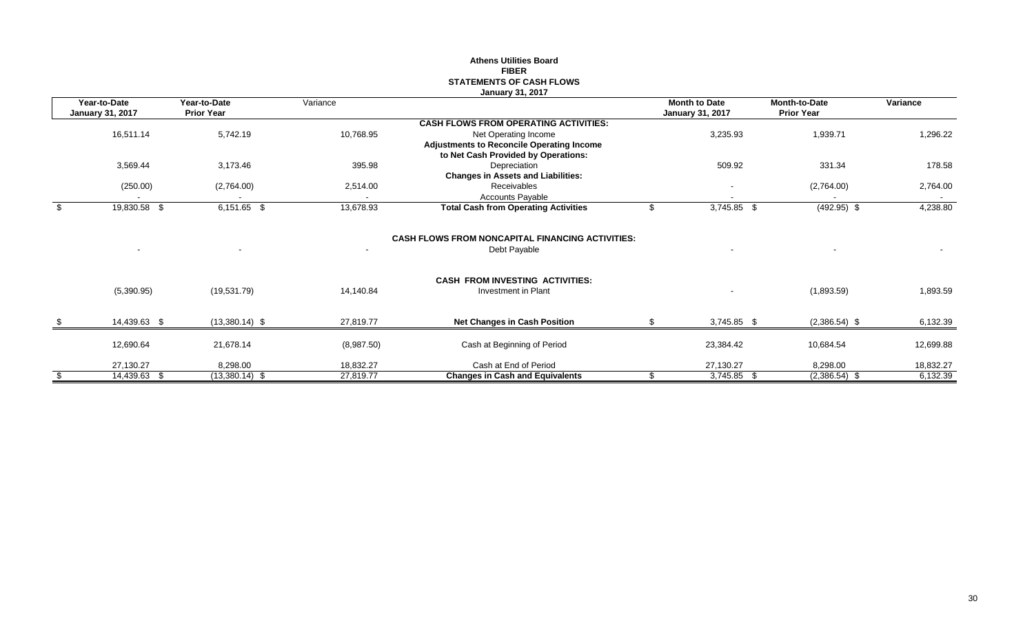**Athens Utilities Board**
**FIBER**
**STATEMENTS OF CASH FLOWS**
**January 31, 2017**

| Year-to-Date January 31, 2017 | Year-to-Date Prior Year | Variance | | Month to Date January 31, 2017 | Month-to-Date Prior Year | Variance |
|---|---|---|---|---|---|---|
| | | | **CASH FLOWS FROM OPERATING ACTIVITIES:** | | | |
| 16,511.14 | 5,742.19 | 10,768.95 | Net Operating Income | 3,235.93 | 1,939.71 | 1,296.22 |
| | | | **Adjustments to Reconcile Operating Income to Net Cash Provided by Operations:** | | | |
| 3,569.44 | 3,173.46 | 395.98 | Depreciation | 509.92 | 331.34 | 178.58 |
| | | | **Changes in Assets and Liabilities:** | | | |
| (250.00) | (2,764.00) | 2,514.00 | Receivables | - | (2,764.00) | 2,764.00 |
| - | - | - | Accounts Payable | - | - | - |
| $ 19,830.58 | $ 6,151.65 | $ 13,678.93 | **Total Cash from Operating Activities** | $ 3,745.85 | $ (492.95) | $ 4,238.80 |
| | | | **CASH FLOWS FROM NONCAPITAL FINANCING ACTIVITIES:** | | | |
| - | - | - | Debt Payable | - | - | - |
| | | | **CASH FROM INVESTING ACTIVITIES:** | | | |
| (5,390.95) | (19,531.79) | 14,140.84 | Investment in Plant | - | (1,893.59) | 1,893.59 |
| $ 14,439.63 | $ (13,380.14) | $ 27,819.77 | **Net Changes in Cash Position** | $ 3,745.85 | $ (2,386.54) | $ 6,132.39 |
| 12,690.64 | 21,678.14 | (8,987.50) | Cash at Beginning of Period | 23,384.42 | 10,684.54 | 12,699.88 |
| 27,130.27 | 8,298.00 | 18,832.27 | Cash at End of Period | 27,130.27 | 8,298.00 | 18,832.27 |
| $ 14,439.63 | $ (13,380.14) | $ 27,819.77 | **Changes in Cash and Equivalents** | $ 3,745.85 | $ (2,386.54) | $ 6,132.39 |